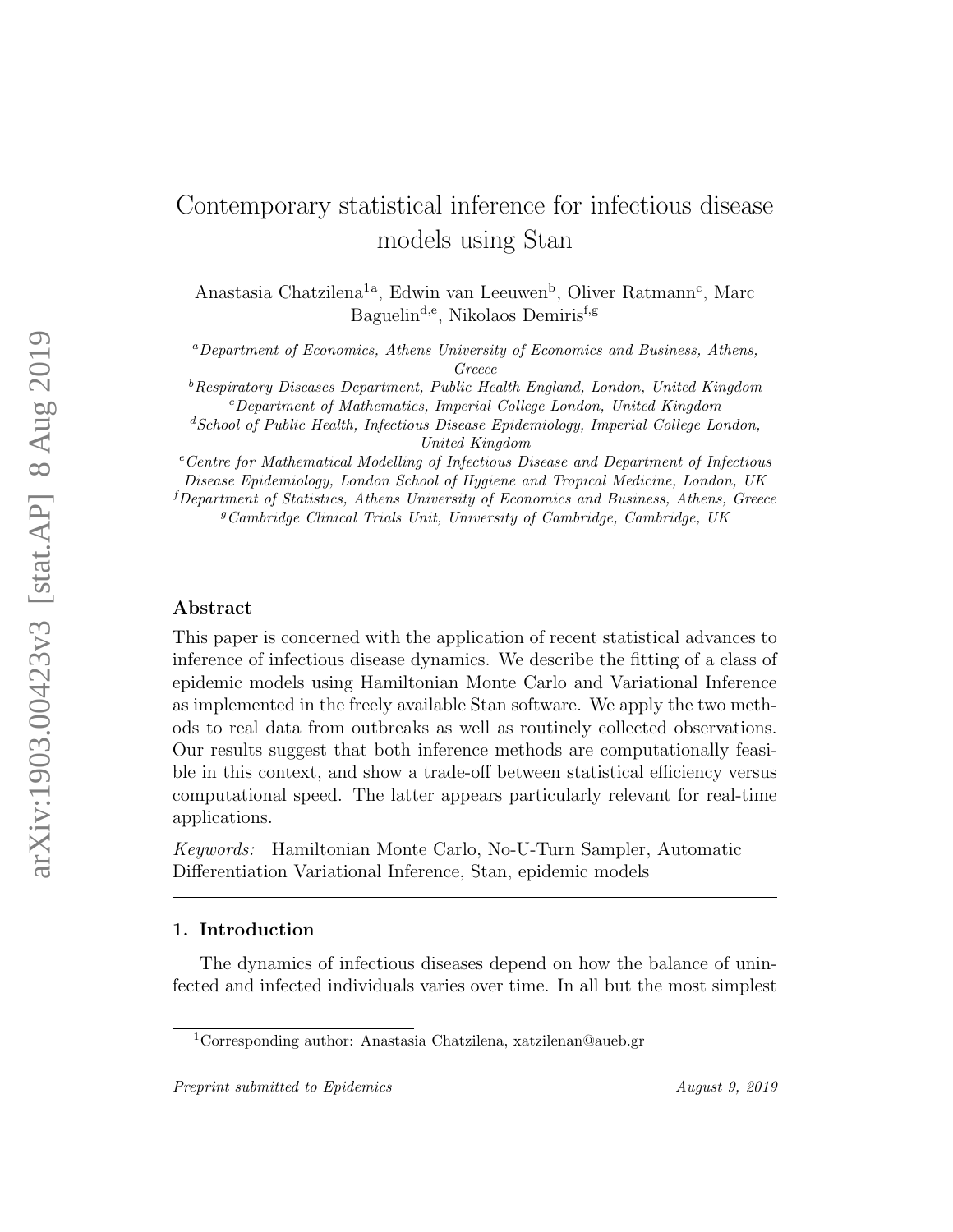# Contemporary statistical inference for infectious disease models using Stan

Anastasia Chatzilena[1a], Edwin van Leeuwen[b], Oliver Ratmann[c], Marc Baguelin[d,e], Nikolaos Demiris[f,g]

[a] *Department of Economics, Athens University of Economics and Business, Athens, Greece*
[b] *Respiratory Diseases Department, Public Health England, London, United Kingdom*
[c] *Department of Mathematics, Imperial College London, United Kingdom*
[d] *School of Public Health, Infectious Disease Epidemiology, Imperial College London, United Kingdom*
[e] *Centre for Mathematical Modelling of Infectious Disease and Department of Infectious Disease Epidemiology, London School of Hygiene and Tropical Medicine, London, UK*
[f] *Department of Statistics, Athens University of Economics and Business, Athens, Greece*
[g] *Cambridge Clinical Trials Unit, University of Cambridge, Cambridge, UK*

## Abstract

This paper is concerned with the application of recent statistical advances to inference of infectious disease dynamics. We describe the fitting of a class of epidemic models using Hamiltonian Monte Carlo and Variational Inference as implemented in the freely available Stan software. We apply the two methods to real data from outbreaks as well as routinely collected observations. Our results suggest that both inference methods are computationally feasible in this context, and show a trade-off between statistical efficiency versus computational speed. The latter appears particularly relevant for real-time applications.

*Keywords:* Hamiltonian Monte Carlo, No-U-Turn Sampler, Automatic Differentiation Variational Inference, Stan, epidemic models

## 1. Introduction

The dynamics of infectious diseases depend on how the balance of uninfected and infected individuals varies over time. In all but the most simplest

[1] Corresponding author: Anastasia Chatzilena, xatzilenan@aueb.gr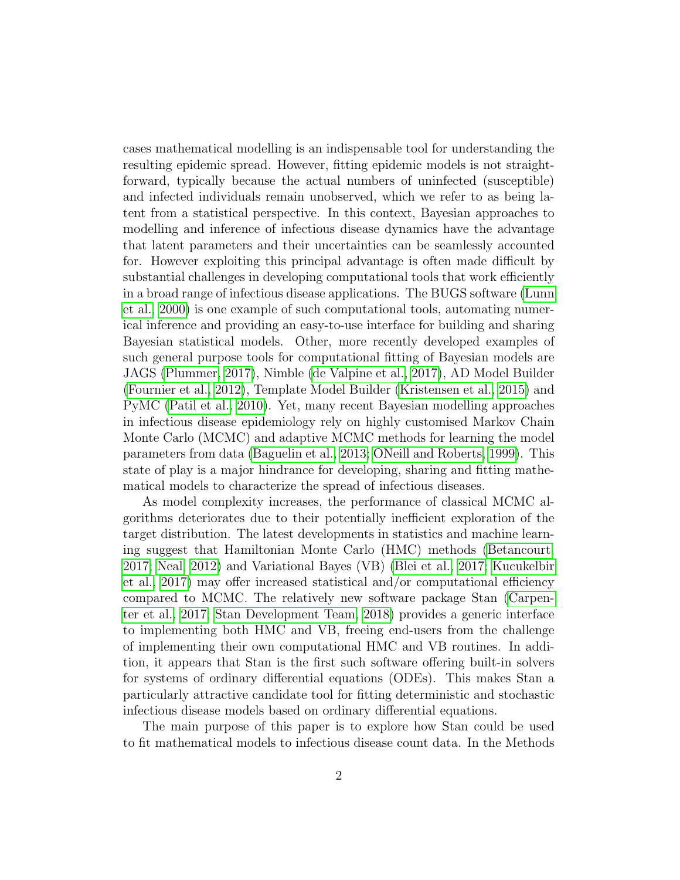cases mathematical modelling is an indispensable tool for understanding the resulting epidemic spread. However, fitting epidemic models is not straightforward, typically because the actual numbers of uninfected (susceptible) and infected individuals remain unobserved, which we refer to as being latent from a statistical perspective. In this context, Bayesian approaches to modelling and inference of infectious disease dynamics have the advantage that latent parameters and their uncertainties can be seamlessly accounted for. However exploiting this principal advantage is often made difficult by substantial challenges in developing computational tools that work efficiently in a broad range of infectious disease applications. The BUGS software (Lunn et al., 2000) is one example of such computational tools, automating numerical inference and providing an easy-to-use interface for building and sharing Bayesian statistical models. Other, more recently developed examples of such general purpose tools for computational fitting of Bayesian models are JAGS (Plummer, 2017), Nimble (de Valpine et al., 2017), AD Model Builder (Fournier et al., 2012), Template Model Builder (Kristensen et al., 2015) and PyMC (Patil et al., 2010). Yet, many recent Bayesian modelling approaches in infectious disease epidemiology rely on highly customised Markov Chain Monte Carlo (MCMC) and adaptive MCMC methods for learning the model parameters from data (Baguelin et al., 2013; ONeill and Roberts, 1999). This state of play is a major hindrance for developing, sharing and fitting mathematical models to characterize the spread of infectious diseases.

As model complexity increases, the performance of classical MCMC algorithms deteriorates due to their potentially inefficient exploration of the target distribution. The latest developments in statistics and machine learning suggest that Hamiltonian Monte Carlo (HMC) methods (Betancourt, 2017; Neal, 2012) and Variational Bayes (VB) (Blei et al., 2017; Kucukelbir et al., 2017) may offer increased statistical and/or computational efficiency compared to MCMC. The relatively new software package Stan (Carpenter et al., 2017; Stan Development Team, 2018) provides a generic interface to implementing both HMC and VB, freeing end-users from the challenge of implementing their own computational HMC and VB routines. In addition, it appears that Stan is the first such software offering built-in solvers for systems of ordinary differential equations (ODEs). This makes Stan a particularly attractive candidate tool for fitting deterministic and stochastic infectious disease models based on ordinary differential equations.

The main purpose of this paper is to explore how Stan could be used to fit mathematical models to infectious disease count data. In the Methods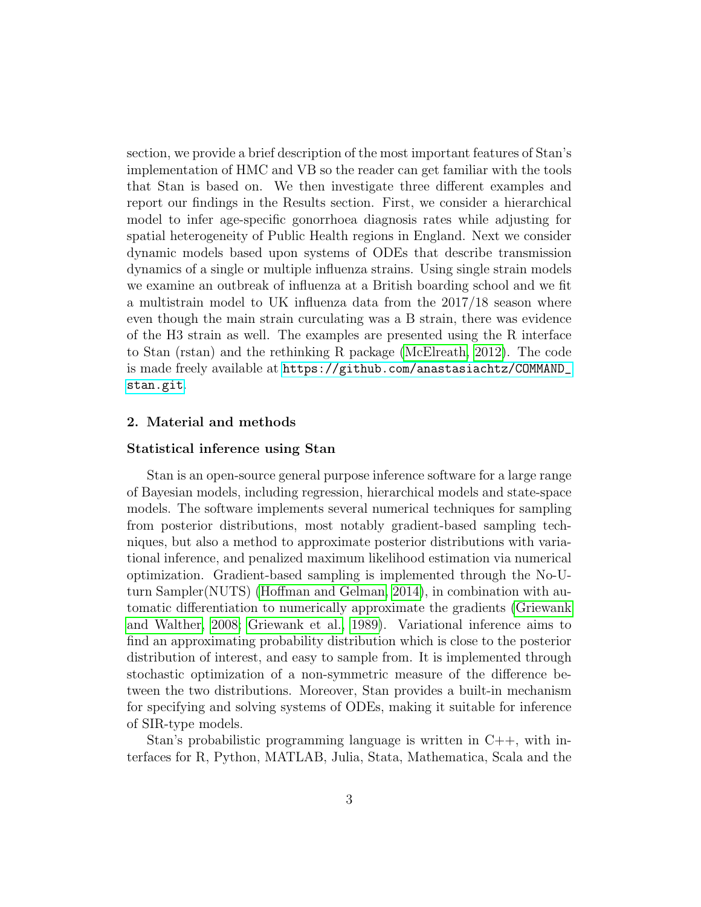section, we provide a brief description of the most important features of Stan's implementation of HMC and VB so the reader can get familiar with the tools that Stan is based on. We then investigate three different examples and report our findings in the Results section. First, we consider a hierarchical model to infer age-specific gonorrhoea diagnosis rates while adjusting for spatial heterogeneity of Public Health regions in England. Next we consider dynamic models based upon systems of ODEs that describe transmission dynamics of a single or multiple influenza strains. Using single strain models we examine an outbreak of influenza at a British boarding school and we fit a multistrain model to UK influenza data from the 2017/18 season where even though the main strain curculating was a B strain, there was evidence of the H3 strain as well. The examples are presented using the R interface to Stan (rstan) and the rethinking R package (McElreath, 2012). The code is made freely available at https://github.com/anastasiachtz/COMMAND_stan.git.

## 2. Material and methods

### Statistical inference using Stan

Stan is an open-source general purpose inference software for a large range of Bayesian models, including regression, hierarchical models and state-space models. The software implements several numerical techniques for sampling from posterior distributions, most notably gradient-based sampling techniques, but also a method to approximate posterior distributions with variational inference, and penalized maximum likelihood estimation via numerical optimization. Gradient-based sampling is implemented through the No-U-turn Sampler(NUTS) (Hoffman and Gelman, 2014), in combination with automatic differentiation to numerically approximate the gradients (Griewank and Walther, 2008; Griewank et al., 1989). Variational inference aims to find an approximating probability distribution which is close to the posterior distribution of interest, and easy to sample from. It is implemented through stochastic optimization of a non-symmetric measure of the difference between the two distributions. Moreover, Stan provides a built-in mechanism for specifying and solving systems of ODEs, making it suitable for inference of SIR-type models.

Stan's probabilistic programming language is written in C++, with interfaces for R, Python, MATLAB, Julia, Stata, Mathematica, Scala and the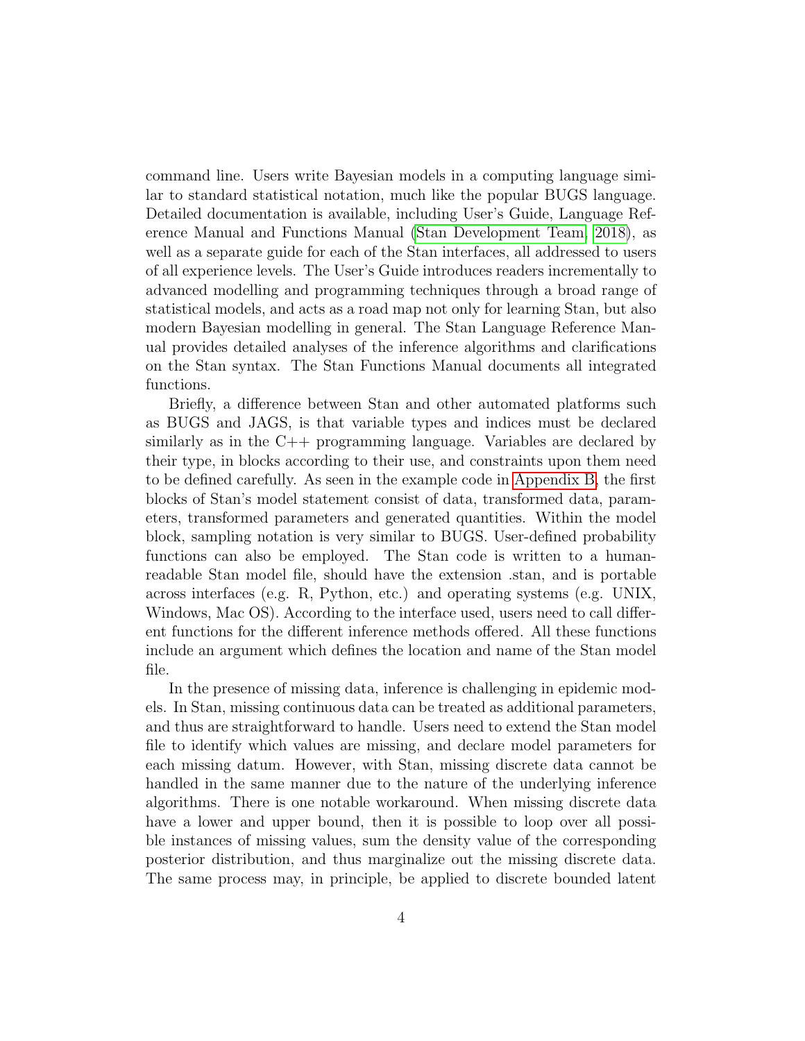command line. Users write Bayesian models in a computing language similar to standard statistical notation, much like the popular BUGS language. Detailed documentation is available, including User's Guide, Language Reference Manual and Functions Manual (Stan Development Team, 2018), as well as a separate guide for each of the Stan interfaces, all addressed to users of all experience levels. The User's Guide introduces readers incrementally to advanced modelling and programming techniques through a broad range of statistical models, and acts as a road map not only for learning Stan, but also modern Bayesian modelling in general. The Stan Language Reference Manual provides detailed analyses of the inference algorithms and clarifications on the Stan syntax. The Stan Functions Manual documents all integrated functions.

Briefly, a difference between Stan and other automated platforms such as BUGS and JAGS, is that variable types and indices must be declared similarly as in the C++ programming language. Variables are declared by their type, in blocks according to their use, and constraints upon them need to be defined carefully. As seen in the example code in Appendix B, the first blocks of Stan's model statement consist of data, transformed data, parameters, transformed parameters and generated quantities. Within the model block, sampling notation is very similar to BUGS. User-defined probability functions can also be employed. The Stan code is written to a human-readable Stan model file, should have the extension .stan, and is portable across interfaces (e.g. R, Python, etc.) and operating systems (e.g. UNIX, Windows, Mac OS). According to the interface used, users need to call different functions for the different inference methods offered. All these functions include an argument which defines the location and name of the Stan model file.

In the presence of missing data, inference is challenging in epidemic models. In Stan, missing continuous data can be treated as additional parameters, and thus are straightforward to handle. Users need to extend the Stan model file to identify which values are missing, and declare model parameters for each missing datum. However, with Stan, missing discrete data cannot be handled in the same manner due to the nature of the underlying inference algorithms. There is one notable workaround. When missing discrete data have a lower and upper bound, then it is possible to loop over all possible instances of missing values, sum the density value of the corresponding posterior distribution, and thus marginalize out the missing discrete data. The same process may, in principle, be applied to discrete bounded latent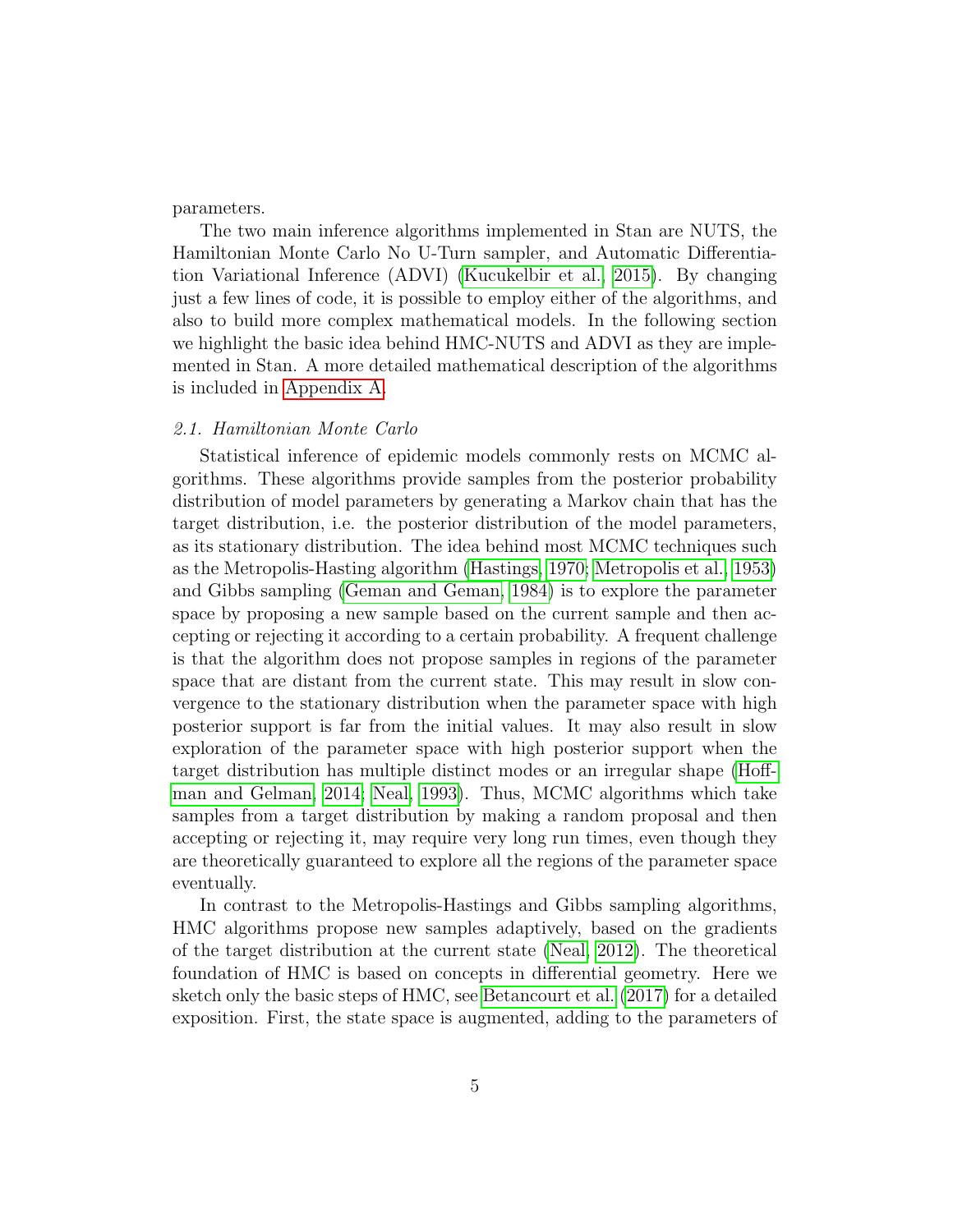parameters.

The two main inference algorithms implemented in Stan are NUTS, the Hamiltonian Monte Carlo No U-Turn sampler, and Automatic Differentiation Variational Inference (ADVI) (Kucukelbir et al., 2015). By changing just a few lines of code, it is possible to employ either of the algorithms, and also to build more complex mathematical models. In the following section we highlight the basic idea behind HMC-NUTS and ADVI as they are implemented in Stan. A more detailed mathematical description of the algorithms is included in Appendix A.

### *2.1. Hamiltonian Monte Carlo*

Statistical inference of epidemic models commonly rests on MCMC algorithms. These algorithms provide samples from the posterior probability distribution of model parameters by generating a Markov chain that has the target distribution, i.e. the posterior distribution of the model parameters, as its stationary distribution. The idea behind most MCMC techniques such as the Metropolis-Hasting algorithm (Hastings, 1970; Metropolis et al., 1953) and Gibbs sampling (Geman and Geman, 1984) is to explore the parameter space by proposing a new sample based on the current sample and then accepting or rejecting it according to a certain probability. A frequent challenge is that the algorithm does not propose samples in regions of the parameter space that are distant from the current state. This may result in slow convergence to the stationary distribution when the parameter space with high posterior support is far from the initial values. It may also result in slow exploration of the parameter space with high posterior support when the target distribution has multiple distinct modes or an irregular shape (Hoffman and Gelman, 2014; Neal, 1993). Thus, MCMC algorithms which take samples from a target distribution by making a random proposal and then accepting or rejecting it, may require very long run times, even though they are theoretically guaranteed to explore all the regions of the parameter space eventually.

In contrast to the Metropolis-Hastings and Gibbs sampling algorithms, HMC algorithms propose new samples adaptively, based on the gradients of the target distribution at the current state (Neal, 2012). The theoretical foundation of HMC is based on concepts in differential geometry. Here we sketch only the basic steps of HMC, see Betancourt et al. (2017) for a detailed exposition. First, the state space is augmented, adding to the parameters of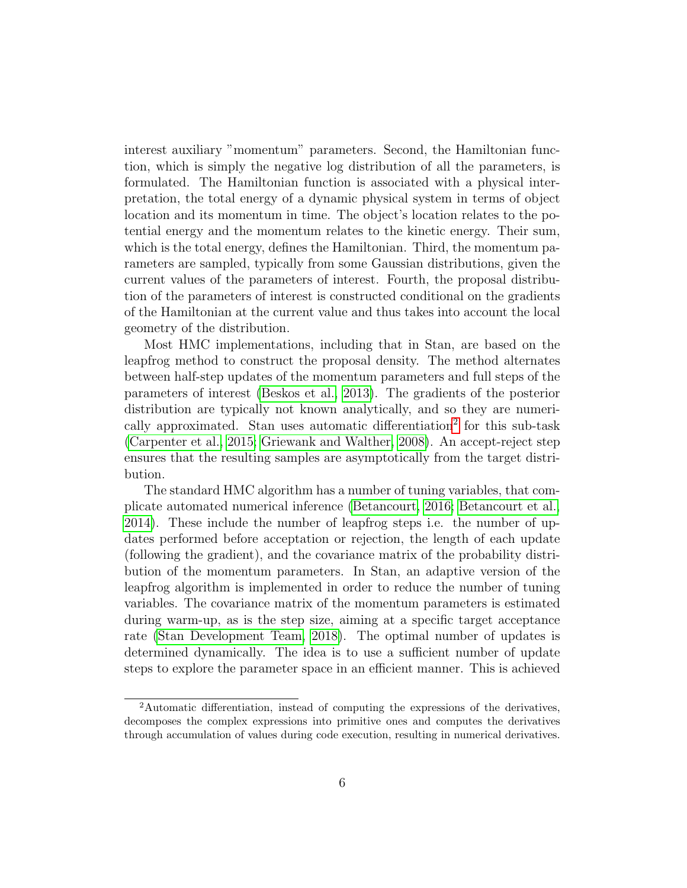interest auxiliary "momentum" parameters. Second, the Hamiltonian function, which is simply the negative log distribution of all the parameters, is formulated. The Hamiltonian function is associated with a physical interpretation, the total energy of a dynamic physical system in terms of object location and its momentum in time. The object's location relates to the potential energy and the momentum relates to the kinetic energy. Their sum, which is the total energy, defines the Hamiltonian. Third, the momentum parameters are sampled, typically from some Gaussian distributions, given the current values of the parameters of interest. Fourth, the proposal distribution of the parameters of interest is constructed conditional on the gradients of the Hamiltonian at the current value and thus takes into account the local geometry of the distribution.

Most HMC implementations, including that in Stan, are based on the leapfrog method to construct the proposal density. The method alternates between half-step updates of the momentum parameters and full steps of the parameters of interest (Beskos et al., 2013). The gradients of the posterior distribution are typically not known analytically, and so they are numerically approximated. Stan uses automatic differentiation[2] for this sub-task (Carpenter et al., 2015; Griewank and Walther, 2008). An accept-reject step ensures that the resulting samples are asymptotically from the target distribution.

The standard HMC algorithm has a number of tuning variables, that complicate automated numerical inference (Betancourt, 2016; Betancourt et al., 2014). These include the number of leapfrog steps i.e. the number of updates performed before acceptation or rejection, the length of each update (following the gradient), and the covariance matrix of the probability distribution of the momentum parameters. In Stan, an adaptive version of the leapfrog algorithm is implemented in order to reduce the number of tuning variables. The covariance matrix of the momentum parameters is estimated during warm-up, as is the step size, aiming at a specific target acceptance rate (Stan Development Team, 2018). The optimal number of updates is determined dynamically. The idea is to use a sufficient number of update steps to explore the parameter space in an efficient manner. This is achieved

[2] Automatic differentiation, instead of computing the expressions of the derivatives, decomposes the complex expressions into primitive ones and computes the derivatives through accumulation of values during code execution, resulting in numerical derivatives.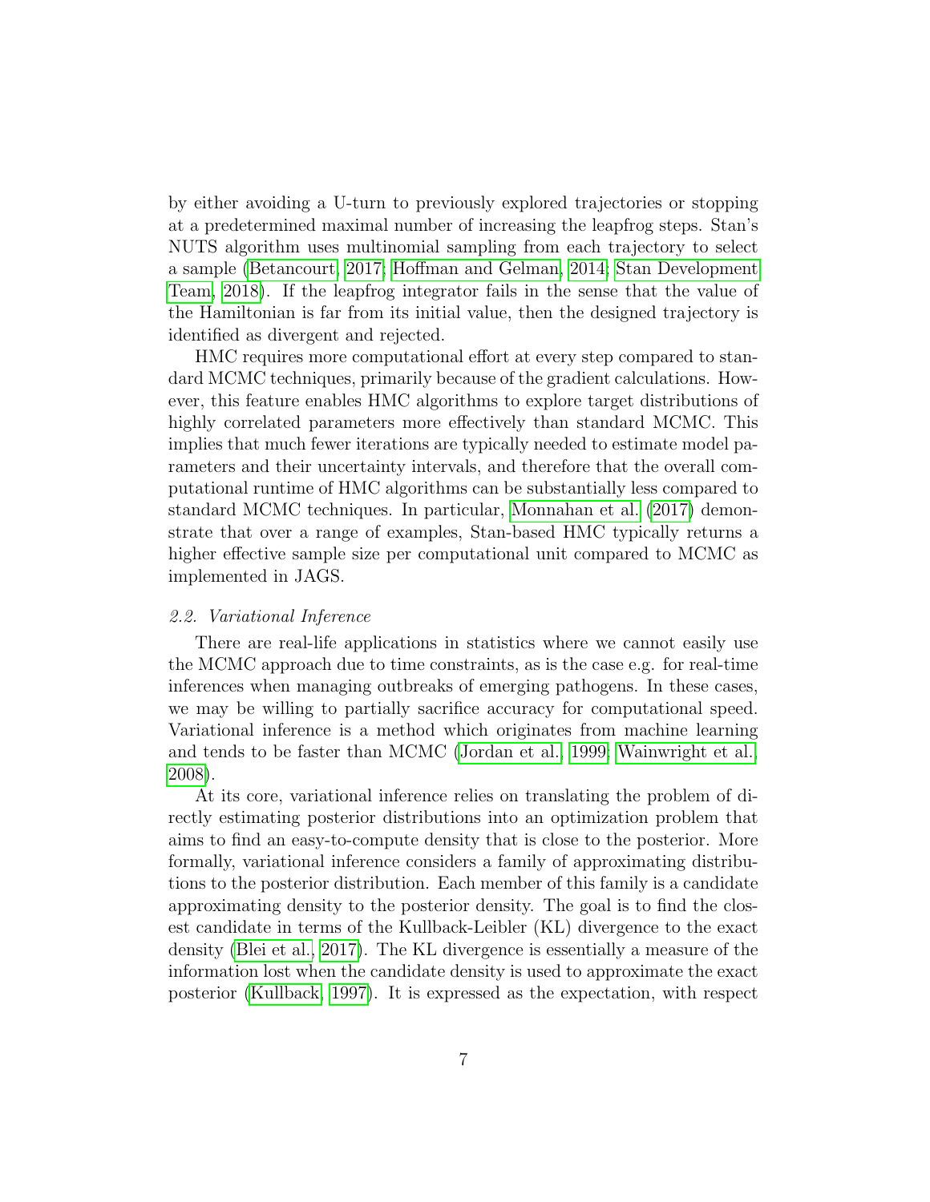by either avoiding a U-turn to previously explored trajectories or stopping at a predetermined maximal number of increasing the leapfrog steps. Stan's NUTS algorithm uses multinomial sampling from each trajectory to select a sample (Betancourt, 2017; Hoffman and Gelman, 2014; Stan Development Team, 2018). If the leapfrog integrator fails in the sense that the value of the Hamiltonian is far from its initial value, then the designed trajectory is identified as divergent and rejected.

HMC requires more computational effort at every step compared to standard MCMC techniques, primarily because of the gradient calculations. However, this feature enables HMC algorithms to explore target distributions of highly correlated parameters more effectively than standard MCMC. This implies that much fewer iterations are typically needed to estimate model parameters and their uncertainty intervals, and therefore that the overall computational runtime of HMC algorithms can be substantially less compared to standard MCMC techniques. In particular, Monnahan et al. (2017) demonstrate that over a range of examples, Stan-based HMC typically returns a higher effective sample size per computational unit compared to MCMC as implemented in JAGS.

### *2.2. Variational Inference*

There are real-life applications in statistics where we cannot easily use the MCMC approach due to time constraints, as is the case e.g. for real-time inferences when managing outbreaks of emerging pathogens. In these cases, we may be willing to partially sacrifice accuracy for computational speed. Variational inference is a method which originates from machine learning and tends to be faster than MCMC (Jordan et al., 1999; Wainwright et al., 2008).

At its core, variational inference relies on translating the problem of directly estimating posterior distributions into an optimization problem that aims to find an easy-to-compute density that is close to the posterior. More formally, variational inference considers a family of approximating distributions to the posterior distribution. Each member of this family is a candidate approximating density to the posterior density. The goal is to find the closest candidate in terms of the Kullback-Leibler (KL) divergence to the exact density (Blei et al., 2017). The KL divergence is essentially a measure of the information lost when the candidate density is used to approximate the exact posterior (Kullback, 1997). It is expressed as the expectation, with respect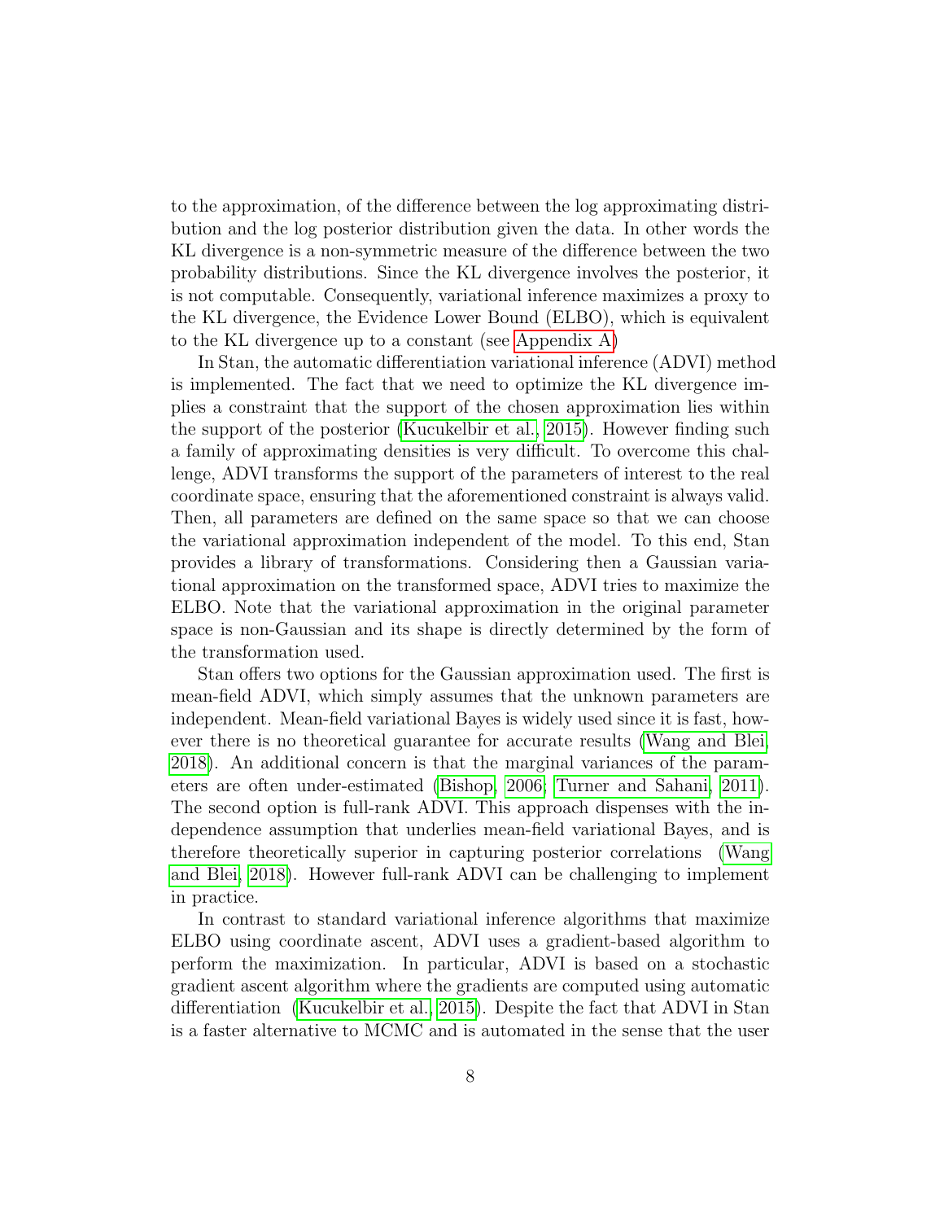to the approximation, of the difference between the log approximating distribution and the log posterior distribution given the data. In other words the KL divergence is a non-symmetric measure of the difference between the two probability distributions. Since the KL divergence involves the posterior, it is not computable. Consequently, variational inference maximizes a proxy to the KL divergence, the Evidence Lower Bound (ELBO), which is equivalent to the KL divergence up to a constant (see Appendix A)

In Stan, the automatic differentiation variational inference (ADVI) method is implemented. The fact that we need to optimize the KL divergence implies a constraint that the support of the chosen approximation lies within the support of the posterior (Kucukelbir et al., 2015). However finding such a family of approximating densities is very difficult. To overcome this challenge, ADVI transforms the support of the parameters of interest to the real coordinate space, ensuring that the aforementioned constraint is always valid. Then, all parameters are defined on the same space so that we can choose the variational approximation independent of the model. To this end, Stan provides a library of transformations. Considering then a Gaussian variational approximation on the transformed space, ADVI tries to maximize the ELBO. Note that the variational approximation in the original parameter space is non-Gaussian and its shape is directly determined by the form of the transformation used.

Stan offers two options for the Gaussian approximation used. The first is mean-field ADVI, which simply assumes that the unknown parameters are independent. Mean-field variational Bayes is widely used since it is fast, however there is no theoretical guarantee for accurate results (Wang and Blei, 2018). An additional concern is that the marginal variances of the parameters are often under-estimated (Bishop, 2006; Turner and Sahani, 2011). The second option is full-rank ADVI. This approach dispenses with the independence assumption that underlies mean-field variational Bayes, and is therefore theoretically superior in capturing posterior correlations (Wang and Blei, 2018). However full-rank ADVI can be challenging to implement in practice.

In contrast to standard variational inference algorithms that maximize ELBO using coordinate ascent, ADVI uses a gradient-based algorithm to perform the maximization. In particular, ADVI is based on a stochastic gradient ascent algorithm where the gradients are computed using automatic differentiation (Kucukelbir et al., 2015). Despite the fact that ADVI in Stan is a faster alternative to MCMC and is automated in the sense that the user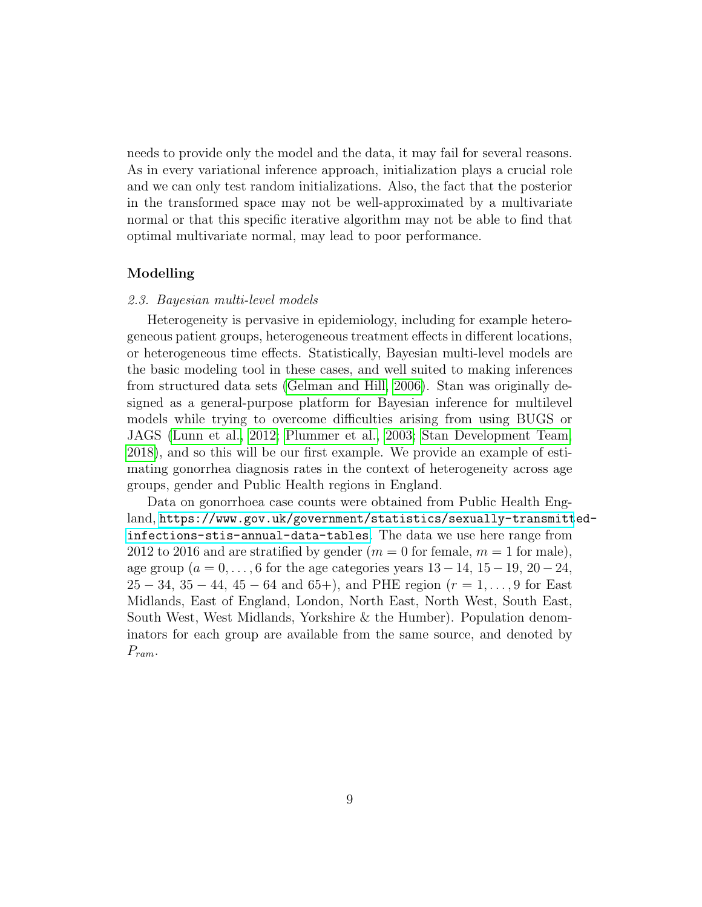needs to provide only the model and the data, it may fail for several reasons. As in every variational inference approach, initialization plays a crucial role and we can only test random initializations. Also, the fact that the posterior in the transformed space may not be well-approximated by a multivariate normal or that this specific iterative algorithm may not be able to find that optimal multivariate normal, may lead to poor performance.

## Modelling

### *2.3. Bayesian multi-level models*

Heterogeneity is pervasive in epidemiology, including for example heterogeneous patient groups, heterogeneous treatment effects in different locations, or heterogeneous time effects. Statistically, Bayesian multi-level models are the basic modeling tool in these cases, and well suited to making inferences from structured data sets (Gelman and Hill, 2006). Stan was originally designed as a general-purpose platform for Bayesian inference for multilevel models while trying to overcome difficulties arising from using BUGS or JAGS (Lunn et al., 2012; Plummer et al., 2003; Stan Development Team, 2018), and so this will be our first example. We provide an example of estimating gonorrhea diagnosis rates in the context of heterogeneity across age groups, gender and Public Health regions in England.

Data on gonorrhoea case counts were obtained from Public Health England, https://www.gov.uk/government/statistics/sexually-transmitted-infections-stis-annual-data-tables. The data we use here range from 2012 to 2016 and are stratified by gender ($m = 0$ for female, $m = 1$ for male), age group ($a = 0, \ldots, 6$ for the age categories years $13-14$, $15-19$, $20-24$, $25-34$, $35-44$, $45-64$ and $65+$), and PHE region ($r = 1, \ldots, 9$ for East Midlands, East of England, London, North East, North West, South East, South West, West Midlands, Yorkshire & the Humber). Population denominators for each group are available from the same source, and denoted by $P_{ram}$.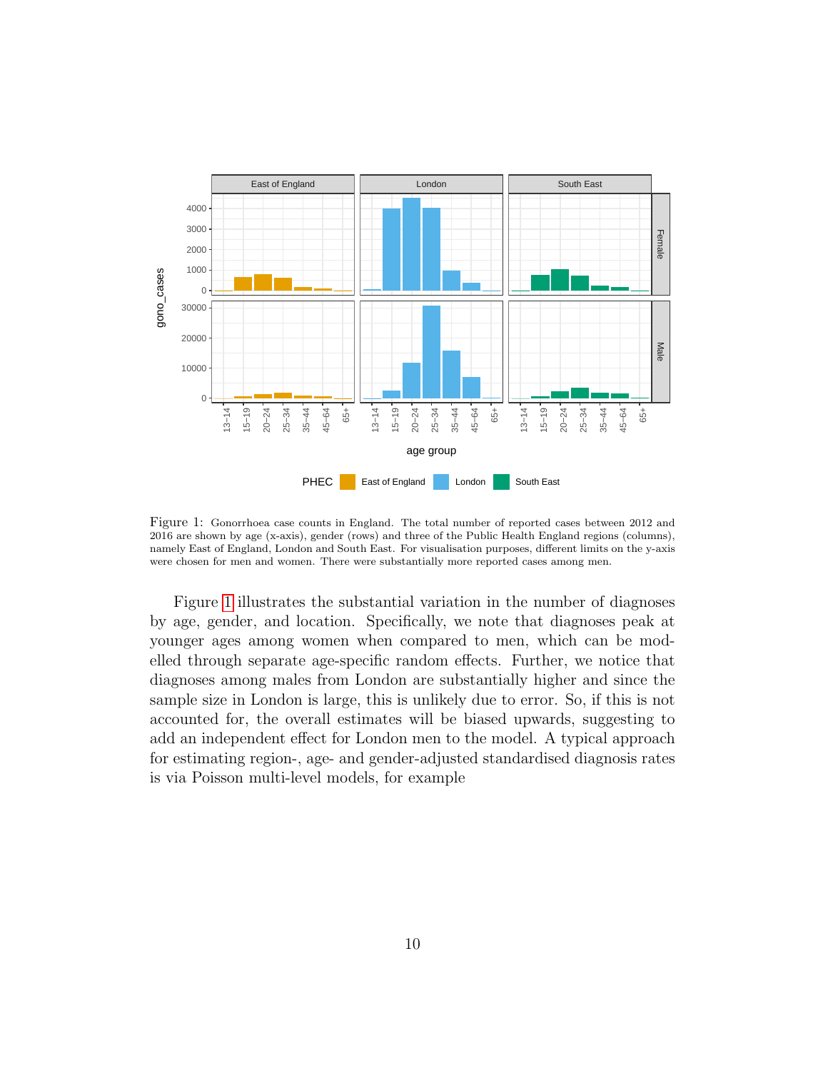Figure 1: Gonorrhoea case counts in England. The total number of reported cases between 2012 and 2016 are shown by age (x-axis), gender (rows) and three of the Public Health England regions (columns), namely East of England, London and South East. For visualisation purposes, different limits on the y-axis were chosen for men and women. There were substantially more reported cases among men.

Figure 1 illustrates the substantial variation in the number of diagnoses by age, gender, and location. Specifically, we note that diagnoses peak at younger ages among women when compared to men, which can be modelled through separate age-specific random effects. Further, we notice that diagnoses among males from London are substantially higher and since the sample size in London is large, this is unlikely due to error. So, if this is not accounted for, the overall estimates will be biased upwards, suggesting to add an independent effect for London men to the model. A typical approach for estimating region-, age- and gender-adjusted standardised diagnosis rates is via Poisson multi-level models, for example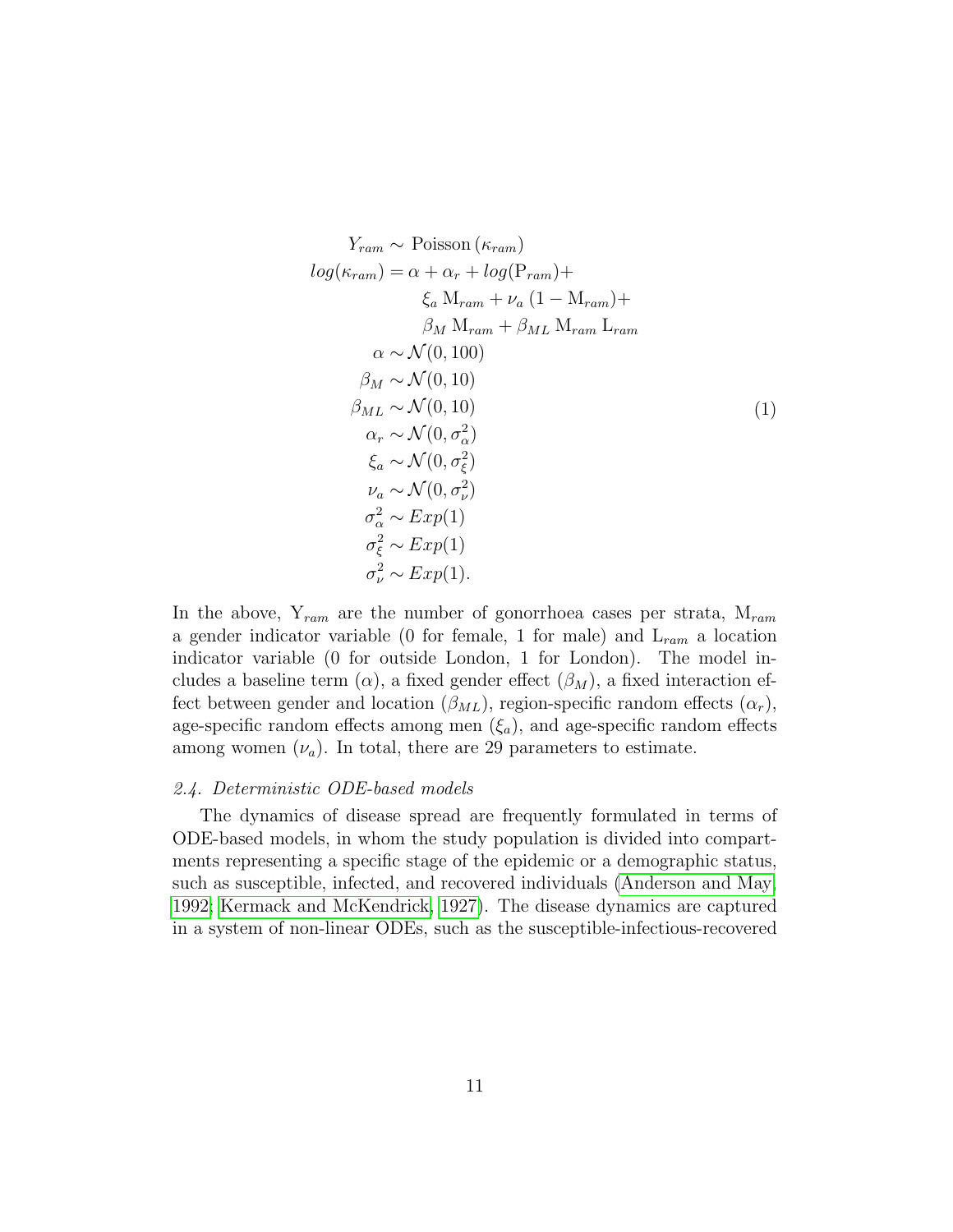$$
\begin{aligned}
Y_{ram} &\sim \text{Poisson}\left(\kappa_{ram}\right) \\
log(\kappa_{ram}) &= \alpha + \alpha_r + log(\mathrm{P}_{ram}) + \\
&\quad \xi_a \, \mathrm{M}_{ram} + \nu_a \, (1 - \mathrm{M}_{ram}) + \\
&\quad \beta_M \, \mathrm{M}_{ram} + \beta_{ML} \, \mathrm{M}_{ram} \, \mathrm{L}_{ram} \\
\alpha &\sim \mathcal{N}(0, 100) \\
\beta_M &\sim \mathcal{N}(0, 10) \\
\beta_{ML} &\sim \mathcal{N}(0, 10) \\
\alpha_r &\sim \mathcal{N}(0, \sigma_\alpha^2) \\
\xi_a &\sim \mathcal{N}(0, \sigma_\xi^2) \\
\nu_a &\sim \mathcal{N}(0, \sigma_\nu^2) \\
\sigma_\alpha^2 &\sim Exp(1) \\
\sigma_\xi^2 &\sim Exp(1) \\
\sigma_\nu^2 &\sim Exp(1).
\end{aligned}
\tag{1}
$$

In the above, $\mathrm{Y}_{ram}$ are the number of gonorrhoea cases per strata, $\mathrm{M}_{ram}$ a gender indicator variable (0 for female, 1 for male) and $\mathrm{L}_{ram}$ a location indicator variable (0 for outside London, 1 for London). The model includes a baseline term ($\alpha$), a fixed gender effect ($\beta_M$), a fixed interaction effect between gender and location ($\beta_{ML}$), region-specific random effects ($\alpha_r$), age-specific random effects among men ($\xi_a$), and age-specific random effects among women ($\nu_a$). In total, there are 29 parameters to estimate.

### *2.4. Deterministic ODE-based models*

The dynamics of disease spread are frequently formulated in terms of ODE-based models, in whom the study population is divided into compartments representing a specific stage of the epidemic or a demographic status, such as susceptible, infected, and recovered individuals (Anderson and May, 1992; Kermack and McKendrick, 1927). The disease dynamics are captured in a system of non-linear ODEs, such as the susceptible-infectious-recovered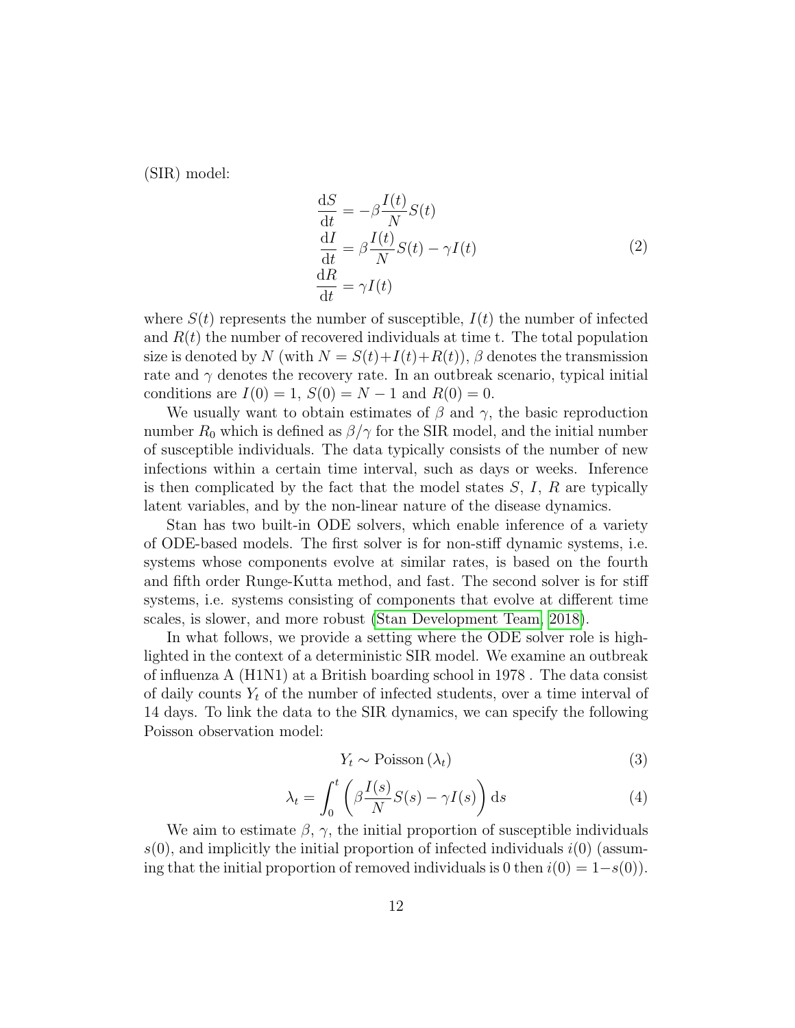(SIR) model:

$$
\begin{aligned}
\frac{\mathrm{d}S}{\mathrm{d}t} &= -\beta \frac{I(t)}{N} S(t) \\
\frac{\mathrm{d}I}{\mathrm{d}t} &= \beta \frac{I(t)}{N} S(t) - \gamma I(t) \\
\frac{\mathrm{d}R}{\mathrm{d}t} &= \gamma I(t)
\end{aligned}
\tag{2}
$$

where $S(t)$ represents the number of susceptible, $I(t)$ the number of infected and $R(t)$ the number of recovered individuals at time t. The total population size is denoted by $N$ (with $N = S(t)+I(t)+R(t)$), $\beta$ denotes the transmission rate and $\gamma$ denotes the recovery rate. In an outbreak scenario, typical initial conditions are $I(0) = 1$, $S(0) = N - 1$ and $R(0) = 0$.

We usually want to obtain estimates of $\beta$ and $\gamma$, the basic reproduction number $R_0$ which is defined as $\beta/\gamma$ for the SIR model, and the initial number of susceptible individuals. The data typically consists of the number of new infections within a certain time interval, such as days or weeks. Inference is then complicated by the fact that the model states $S$, $I$, $R$ are typically latent variables, and by the non-linear nature of the disease dynamics.

Stan has two built-in ODE solvers, which enable inference of a variety of ODE-based models. The first solver is for non-stiff dynamic systems, i.e. systems whose components evolve at similar rates, is based on the fourth and fifth order Runge-Kutta method, and fast. The second solver is for stiff systems, i.e. systems consisting of components that evolve at different time scales, is slower, and more robust (Stan Development Team, 2018).

In what follows, we provide a setting where the ODE solver role is highlighted in the context of a deterministic SIR model. We examine an outbreak of influenza A (H1N1) at a British boarding school in 1978 . The data consist of daily counts $Y_t$ of the number of infected students, over a time interval of 14 days. To link the data to the SIR dynamics, we can specify the following Poisson observation model:

$$
Y_t \sim \text{Poisson}\left(\lambda_t\right) \tag{3}
$$

$$
\lambda_t = \int_0^t \left( \beta \frac{I(s)}{N} S(s) - \gamma I(s) \right) \mathrm{d}s \tag{4}
$$

We aim to estimate $\beta$, $\gamma$, the initial proportion of susceptible individuals $s(0)$, and implicitly the initial proportion of infected individuals $i(0)$ (assuming that the initial proportion of removed individuals is 0 then $i(0) = 1 - s(0)$).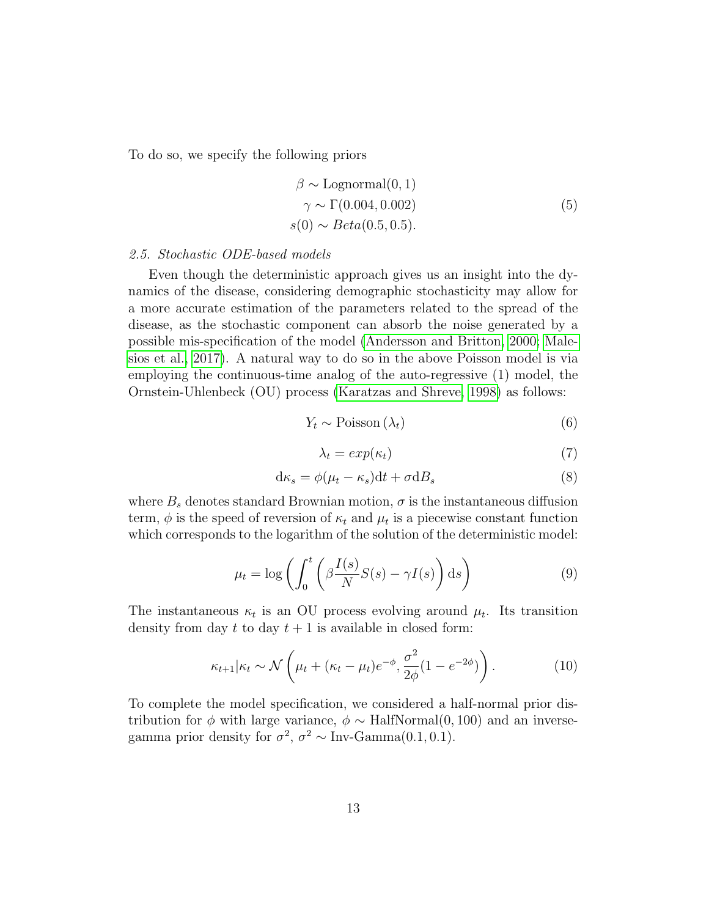To do so, we specify the following priors

$$
\begin{aligned}
\beta &\sim \text{Lognormal}(0, 1) \\
\gamma &\sim \Gamma(0.004, 0.002) \\
s(0) &\sim Beta(0.5, 0.5).
\end{aligned}
\tag{5}
$$

*2.5. Stochastic ODE-based models*

Even though the deterministic approach gives us an insight into the dynamics of the disease, considering demographic stochasticity may allow for a more accurate estimation of the parameters related to the spread of the disease, as the stochastic component can absorb the noise generated by a possible mis-specification of the model (Andersson and Britton, 2000; Malesios et al., 2017). A natural way to do so in the above Poisson model is via employing the continuous-time analog of the auto-regressive (1) model, the Ornstein-Uhlenbeck (OU) process (Karatzas and Shreve, 1998) as follows:

$$
Y_t \sim \text{Poisson}(\lambda_t) \tag{6}
$$

$$
\lambda_t = exp(\kappa_t) \tag{7}
$$

$$
\mathrm{d}\kappa_s = \phi(\mu_t - \kappa_s)\mathrm{d}t + \sigma \mathrm{d}B_s \tag{8}
$$

where $B_s$ denotes standard Brownian motion, $\sigma$ is the instantaneous diffusion term, $\phi$ is the speed of reversion of $\kappa_t$ and $\mu_t$ is a piecewise constant function which corresponds to the logarithm of the solution of the deterministic model:

$$
\mu_t = \log\left(\int_0^t \left(\beta \frac{I(s)}{N} S(s) - \gamma I(s)\right) \mathrm{d}s\right) \tag{9}
$$

The instantaneous $\kappa_t$ is an OU process evolving around $\mu_t$. Its transition density from day $t$ to day $t+1$ is available in closed form:

$$
\kappa_{t+1} | \kappa_t \sim \mathcal{N}\left(\mu_t + (\kappa_t - \mu_t)e^{-\phi}, \frac{\sigma^2}{2\phi}(1 - e^{-2\phi})\right). \tag{10}
$$

To complete the model specification, we considered a half-normal prior distribution for $\phi$ with large variance, $\phi \sim \text{HalfNormal}(0, 100)$ and an inverse-gamma prior density for $\sigma^2$, $\sigma^2 \sim \text{Inv-Gamma}(0.1, 0.1)$.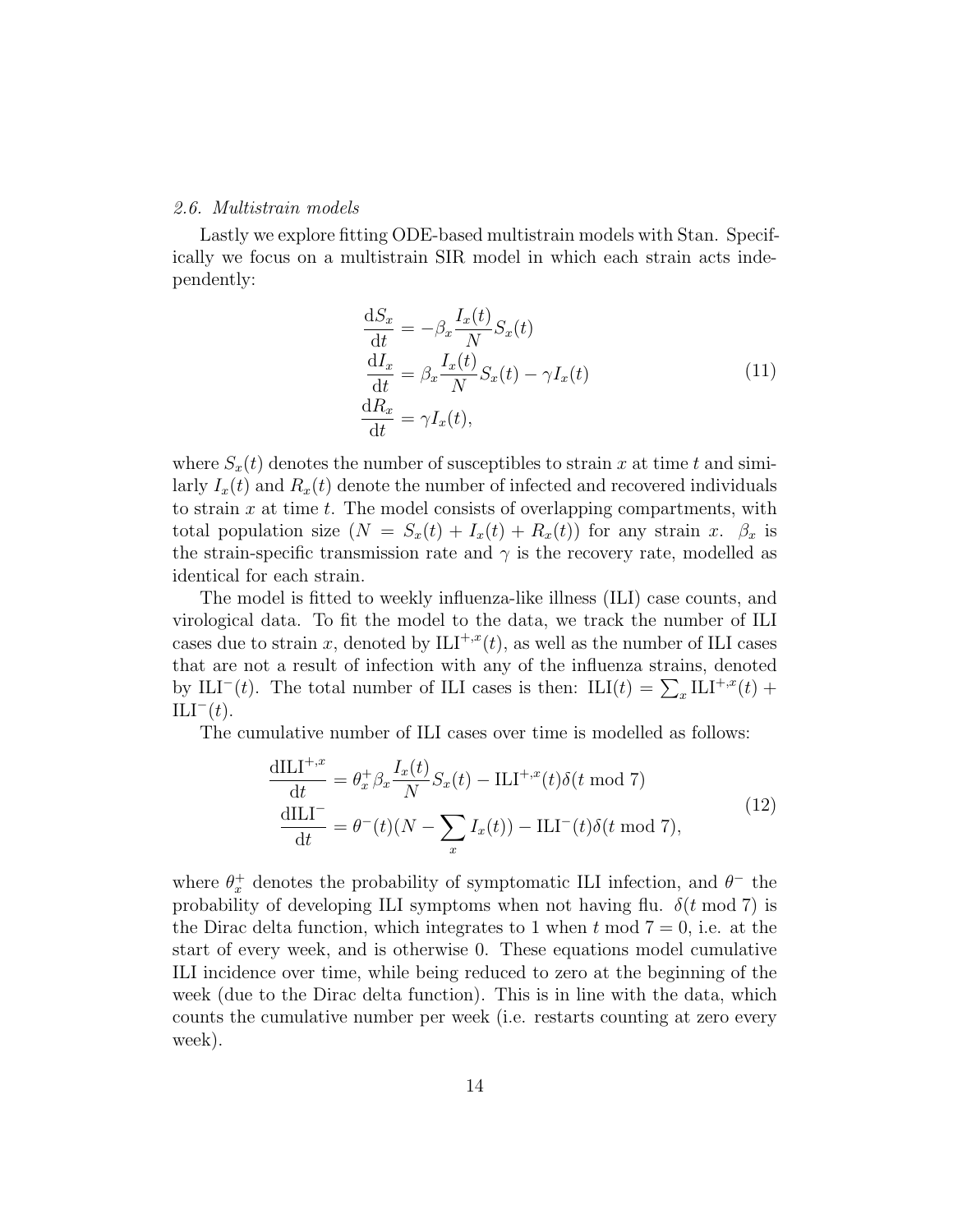### 2.6. Multistrain models

Lastly we explore fitting ODE-based multistrain models with Stan. Specifically we focus on a multistrain SIR model in which each strain acts independently:

$$
\begin{aligned}
\frac{\mathrm{d}S_x}{\mathrm{d}t} &= -\beta_x \frac{I_x(t)}{N} S_x(t) \\
\frac{\mathrm{d}I_x}{\mathrm{d}t} &= \beta_x \frac{I_x(t)}{N} S_x(t) - \gamma I_x(t) \\
\frac{\mathrm{d}R_x}{\mathrm{d}t} &= \gamma I_x(t),
\end{aligned}
\tag{11}
$$

where $S_x(t)$ denotes the number of susceptibles to strain $x$ at time $t$ and similarly $I_x(t)$ and $R_x(t)$ denote the number of infected and recovered individuals to strain $x$ at time $t$. The model consists of overlapping compartments, with total population size ($N = S_x(t) + I_x(t) + R_x(t)$) for any strain $x$. $\beta_x$ is the strain-specific transmission rate and $\gamma$ is the recovery rate, modelled as identical for each strain.

The model is fitted to weekly influenza-like illness (ILI) case counts, and virological data. To fit the model to the data, we track the number of ILI cases due to strain $x$, denoted by $\mathrm{ILI}^{+,x}(t)$, as well as the number of ILI cases that are not a result of infection with any of the influenza strains, denoted by $\mathrm{ILI}^{-}(t)$. The total number of ILI cases is then: $\mathrm{ILI}(t) = \sum_x \mathrm{ILI}^{+,x}(t) + \mathrm{ILI}^{-}(t)$.

The cumulative number of ILI cases over time is modelled as follows:

$$
\begin{aligned}
\frac{\mathrm{dILI}^{+,x}}{\mathrm{d}t} &= \theta_x^{+} \beta_x \frac{I_x(t)}{N} S_x(t) - \mathrm{ILI}^{+,x}(t)\delta(t \bmod 7) \\
\frac{\mathrm{dILI}^{-}}{\mathrm{d}t} &= \theta^{-}(t)(N - \sum_x I_x(t)) - \mathrm{ILI}^{-}(t)\delta(t \bmod 7),
\end{aligned}
\tag{12}
$$

where $\theta_x^{+}$ denotes the probability of symptomatic ILI infection, and $\theta^{-}$ the probability of developing ILI symptoms when not having flu. $\delta(t \bmod 7)$ is the Dirac delta function, which integrates to 1 when $t \bmod 7 = 0$, i.e. at the start of every week, and is otherwise 0. These equations model cumulative ILI incidence over time, while being reduced to zero at the beginning of the week (due to the Dirac delta function). This is in line with the data, which counts the cumulative number per week (i.e. restarts counting at zero every week).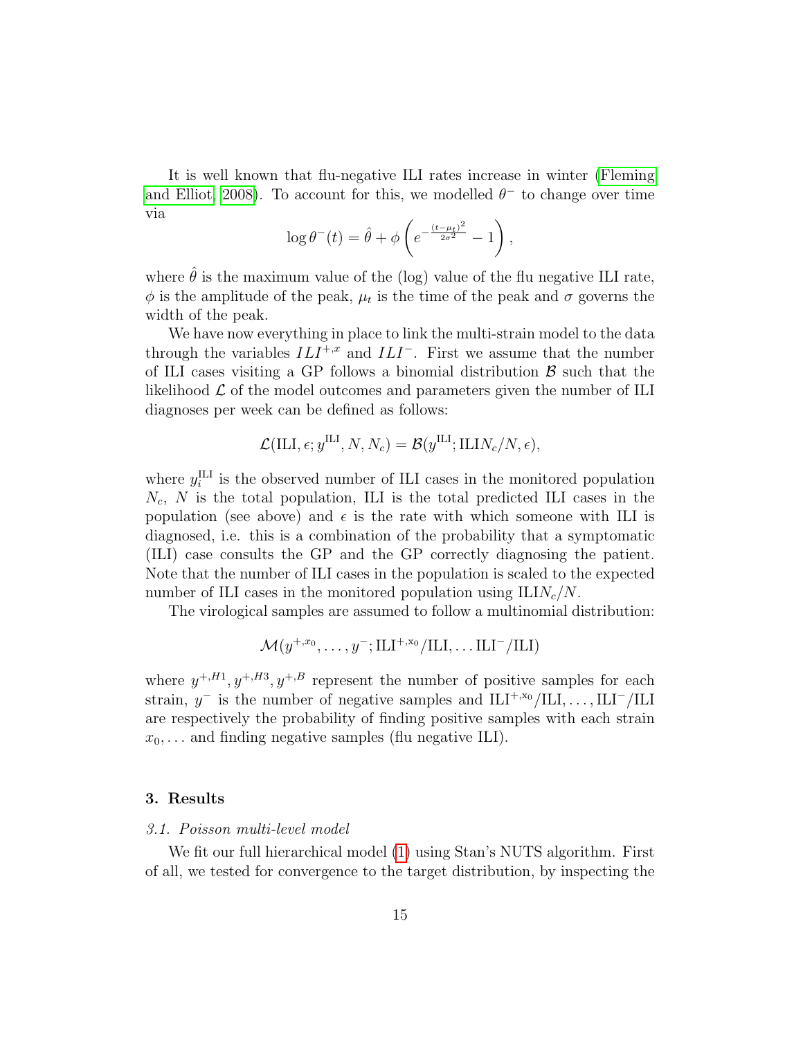It is well known that flu-negative ILI rates increase in winter (Fleming and Elliot, 2008). To account for this, we modelled $\theta^-$ to change over time via

$$\log \theta^-(t) = \hat{\theta} + \phi \left( e^{-\frac{(t-\mu_t)^2}{2\sigma^2}} - 1 \right),$$

where $\hat{\theta}$ is the maximum value of the (log) value of the flu negative ILI rate, $\phi$ is the amplitude of the peak, $\mu_t$ is the time of the peak and $\sigma$ governs the width of the peak.

We have now everything in place to link the multi-strain model to the data through the variables $ILI^{+,x}$ and $ILI^-$. First we assume that the number of ILI cases visiting a GP follows a binomial distribution $\mathcal{B}$ such that the likelihood $\mathcal{L}$ of the model outcomes and parameters given the number of ILI diagnoses per week can be defined as follows:

$$\mathcal{L}(\mathrm{ILI}, \epsilon; y^{\mathrm{ILI}}, N, N_c) = \mathcal{B}(y^{\mathrm{ILI}}; \mathrm{ILI} N_c/N, \epsilon),$$

where $y_i^{\mathrm{ILI}}$ is the observed number of ILI cases in the monitored population $N_c$, $N$ is the total population, ILI is the total predicted ILI cases in the population (see above) and $\epsilon$ is the rate with which someone with ILI is diagnosed, i.e. this is a combination of the probability that a symptomatic (ILI) case consults the GP and the GP correctly diagnosing the patient. Note that the number of ILI cases in the population is scaled to the expected number of ILI cases in the monitored population using $\mathrm{ILI} N_c/N$.

The virological samples are assumed to follow a multinomial distribution:

$$\mathcal{M}(y^{+,x_0}, \ldots, y^-; \mathrm{ILI}^{+,\mathrm{x}_0}/\mathrm{ILI}, \ldots \mathrm{ILI}^-/\mathrm{ILI})$$

where $y^{+,H1}, y^{+,H3}, y^{+,B}$ represent the number of positive samples for each strain, $y^-$ is the number of negative samples and $\mathrm{ILI}^{+,\mathrm{x}_0}/\mathrm{ILI}, \ldots, \mathrm{ILI}^-/\mathrm{ILI}$ are respectively the probability of finding positive samples with each strain $x_0, \ldots$ and finding negative samples (flu negative ILI).

## 3. Results

### 3.1. Poisson multi-level model

We fit our full hierarchical model (1) using Stan's NUTS algorithm. First of all, we tested for convergence to the target distribution, by inspecting the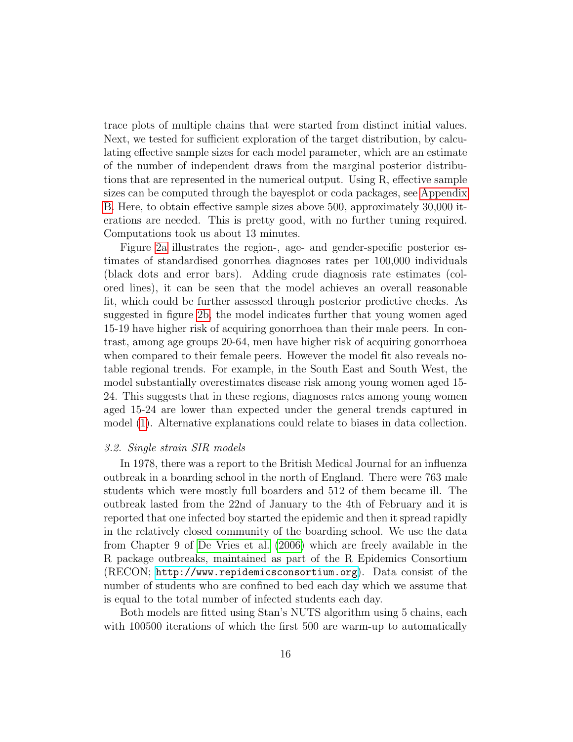trace plots of multiple chains that were started from distinct initial values. Next, we tested for sufficient exploration of the target distribution, by calculating effective sample sizes for each model parameter, which are an estimate of the number of independent draws from the marginal posterior distributions that are represented in the numerical output. Using R, effective sample sizes can be computed through the bayesplot or coda packages, see Appendix B. Here, to obtain effective sample sizes above 500, approximately 30,000 iterations are needed. This is pretty good, with no further tuning required. Computations took us about 13 minutes.

Figure 2a illustrates the region-, age- and gender-specific posterior estimates of standardised gonorrhea diagnoses rates per 100,000 individuals (black dots and error bars). Adding crude diagnosis rate estimates (colored lines), it can be seen that the model achieves an overall reasonable fit, which could be further assessed through posterior predictive checks. As suggested in figure 2b, the model indicates further that young women aged 15-19 have higher risk of acquiring gonorrhoea than their male peers. In contrast, among age groups 20-64, men have higher risk of acquiring gonorrhoea when compared to their female peers. However the model fit also reveals notable regional trends. For example, in the South East and South West, the model substantially overestimates disease risk among young women aged 15-24. This suggests that in these regions, diagnoses rates among young women aged 15-24 are lower than expected under the general trends captured in model (1). Alternative explanations could relate to biases in data collection.

### *3.2. Single strain SIR models*

In 1978, there was a report to the British Medical Journal for an influenza outbreak in a boarding school in the north of England. There were 763 male students which were mostly full boarders and 512 of them became ill. The outbreak lasted from the 22nd of January to the 4th of February and it is reported that one infected boy started the epidemic and then it spread rapidly in the relatively closed community of the boarding school. We use the data from Chapter 9 of De Vries et al. (2006) which are freely available in the R package outbreaks, maintained as part of the R Epidemics Consortium (RECON; `http://www.repidemicsconsortium.org`). Data consist of the number of students who are confined to bed each day which we assume that is equal to the total number of infected students each day.

Both models are fitted using Stan's NUTS algorithm using 5 chains, each with 100500 iterations of which the first 500 are warm-up to automatically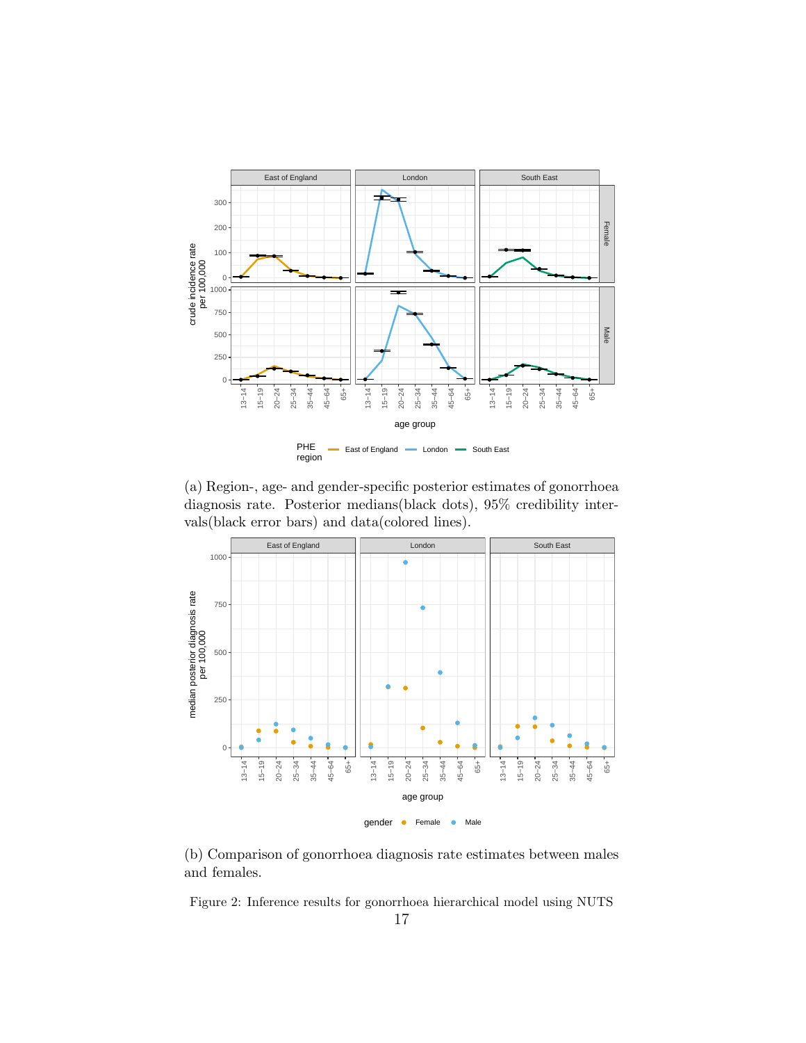(a) Region-, age- and gender-specific posterior estimates of gonorrhoea diagnosis rate. Posterior medians(black dots), 95% credibility intervals(black error bars) and data(colored lines).

(b) Comparison of gonorrhoea diagnosis rate estimates between males and females.

Figure 2: Inference results for gonorrhoea hierarchical model using NUTS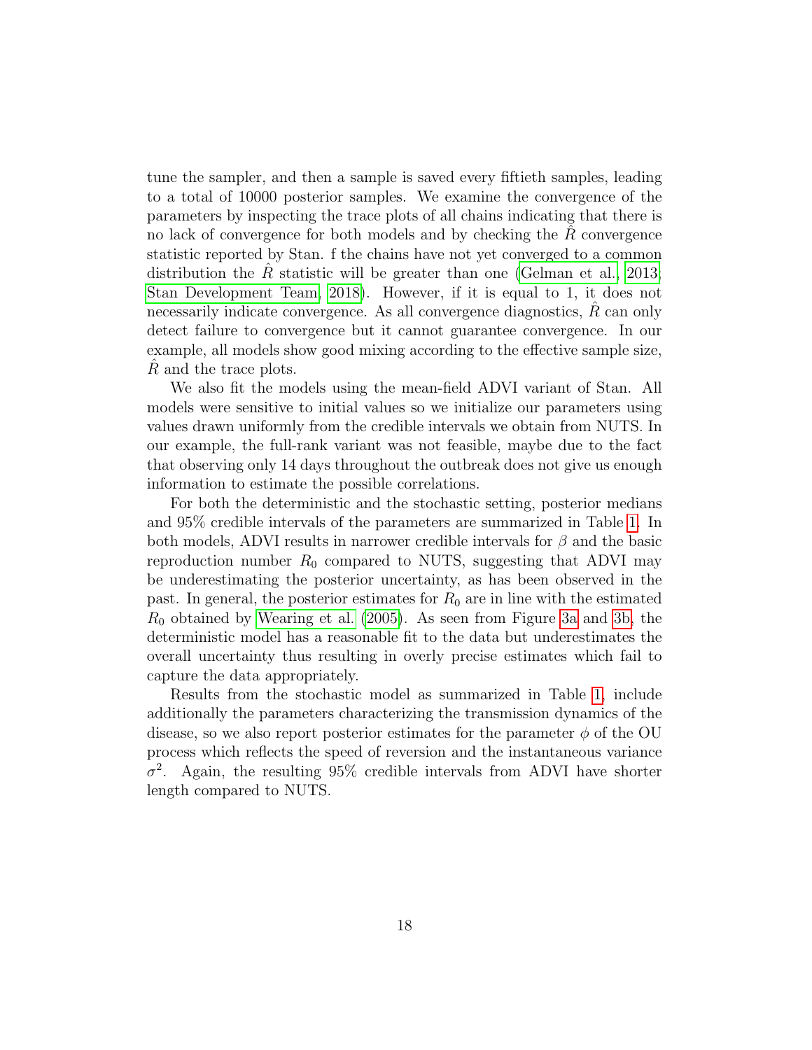tune the sampler, and then a sample is saved every fiftieth samples, leading to a total of 10000 posterior samples. We examine the convergence of the parameters by inspecting the trace plots of all chains indicating that there is no lack of convergence for both models and by checking the $\hat{R}$ convergence statistic reported by Stan. f the chains have not yet converged to a common distribution the $\hat{R}$ statistic will be greater than one (Gelman et al., 2013; Stan Development Team, 2018). However, if it is equal to 1, it does not necessarily indicate convergence. As all convergence diagnostics, $\hat{R}$ can only detect failure to convergence but it cannot guarantee convergence. In our example, all models show good mixing according to the effective sample size, $\hat{R}$ and the trace plots.

We also fit the models using the mean-field ADVI variant of Stan. All models were sensitive to initial values so we initialize our parameters using values drawn uniformly from the credible intervals we obtain from NUTS. In our example, the full-rank variant was not feasible, maybe due to the fact that observing only 14 days throughout the outbreak does not give us enough information to estimate the possible correlations.

For both the deterministic and the stochastic setting, posterior medians and 95% credible intervals of the parameters are summarized in Table 1. In both models, ADVI results in narrower credible intervals for $\beta$ and the basic reproduction number $R_0$ compared to NUTS, suggesting that ADVI may be underestimating the posterior uncertainty, as has been observed in the past. In general, the posterior estimates for $R_0$ are in line with the estimated $R_0$ obtained by Wearing et al. (2005). As seen from Figure 3a and 3b, the deterministic model has a reasonable fit to the data but underestimates the overall uncertainty thus resulting in overly precise estimates which fail to capture the data appropriately.

Results from the stochastic model as summarized in Table 1, include additionally the parameters characterizing the transmission dynamics of the disease, so we also report posterior estimates for the parameter $\phi$ of the OU process which reflects the speed of reversion and the instantaneous variance $\sigma^2$. Again, the resulting 95% credible intervals from ADVI have shorter length compared to NUTS.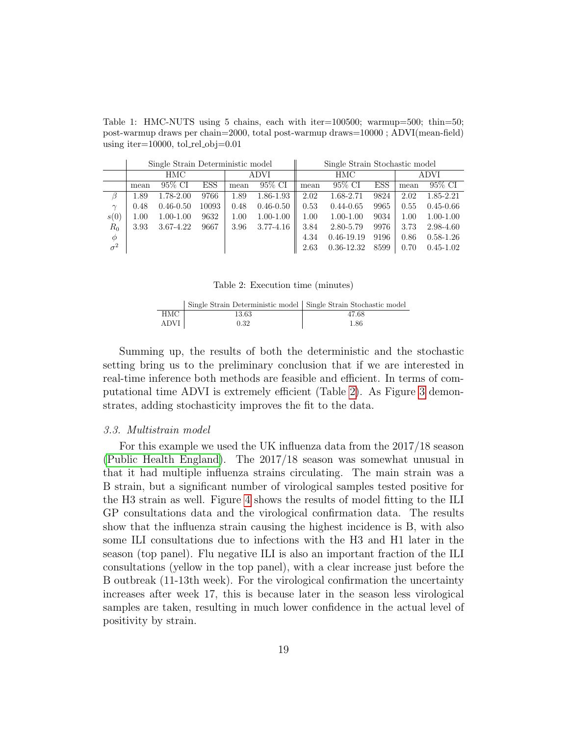Table 1: HMC-NUTS using 5 chains, each with iter=100500; warmup=500; thin=50; post-warmup draws per chain=2000, total post-warmup draws=10000 ; ADVI(mean-field) using iter=10000, tol_rel_obj=0.01

| | Single Strain Deterministic model | | | | | Single Strain Stochastic model | | | | |
|---|---|---|---|---|---|---|---|---|---|---|
| | HMC | | | ADVI | | HMC | | | ADVI | |
| | mean | 95% CI | ESS | mean | 95% CI | mean | 95% CI | ESS | mean | 95% CI |
| $\beta$ | 1.89 | 1.78-2.00 | 9766 | 1.89 | 1.86-1.93 | 2.02 | 1.68-2.71 | 9824 | 2.02 | 1.85-2.21 |
| $\gamma$ | 0.48 | 0.46-0.50 | 10093 | 0.48 | 0.46-0.50 | 0.53 | 0.44-0.65 | 9965 | 0.55 | 0.45-0.66 |
| $s(0)$ | 1.00 | 1.00-1.00 | 9632 | 1.00 | 1.00-1.00 | 1.00 | 1.00-1.00 | 9034 | 1.00 | 1.00-1.00 |
| $R_0$ | 3.93 | 3.67-4.22 | 9667 | 3.96 | 3.77-4.16 | 3.84 | 2.80-5.79 | 9976 | 3.73 | 2.98-4.60 |
| $\phi$ | | | | | | 4.34 | 0.46-19.19 | 9196 | 0.86 | 0.58-1.26 |
| $\sigma^2$ | | | | | | 2.63 | 0.36-12.32 | 8599 | 0.70 | 0.45-1.02 |

Table 2: Execution time (minutes)

| | Single Strain Deterministic model | Single Strain Stochastic model |
|---|---|---|
| HMC | 13.63 | 47.68 |
| ADVI | 0.32 | 1.86 |

Summing up, the results of both the deterministic and the stochastic setting bring us to the preliminary conclusion that if we are interested in real-time inference both methods are feasible and efficient. In terms of computational time ADVI is extremely efficient (Table 2). As Figure 3 demonstrates, adding stochasticity improves the fit to the data.

### 3.3. Multistrain model

For this example we used the UK influenza data from the 2017/18 season (Public Health England). The 2017/18 season was somewhat unusual in that it had multiple influenza strains circulating. The main strain was a B strain, but a significant number of virological samples tested positive for the H3 strain as well. Figure 4 shows the results of model fitting to the ILI GP consultations data and the virological confirmation data. The results show that the influenza strain causing the highest incidence is B, with also some ILI consultations due to infections with the H3 and H1 later in the season (top panel). Flu negative ILI is also an important fraction of the ILI consultations (yellow in the top panel), with a clear increase just before the B outbreak (11-13th week). For the virological confirmation the uncertainty increases after week 17, this is because later in the season less virological samples are taken, resulting in much lower confidence in the actual level of positivity by strain.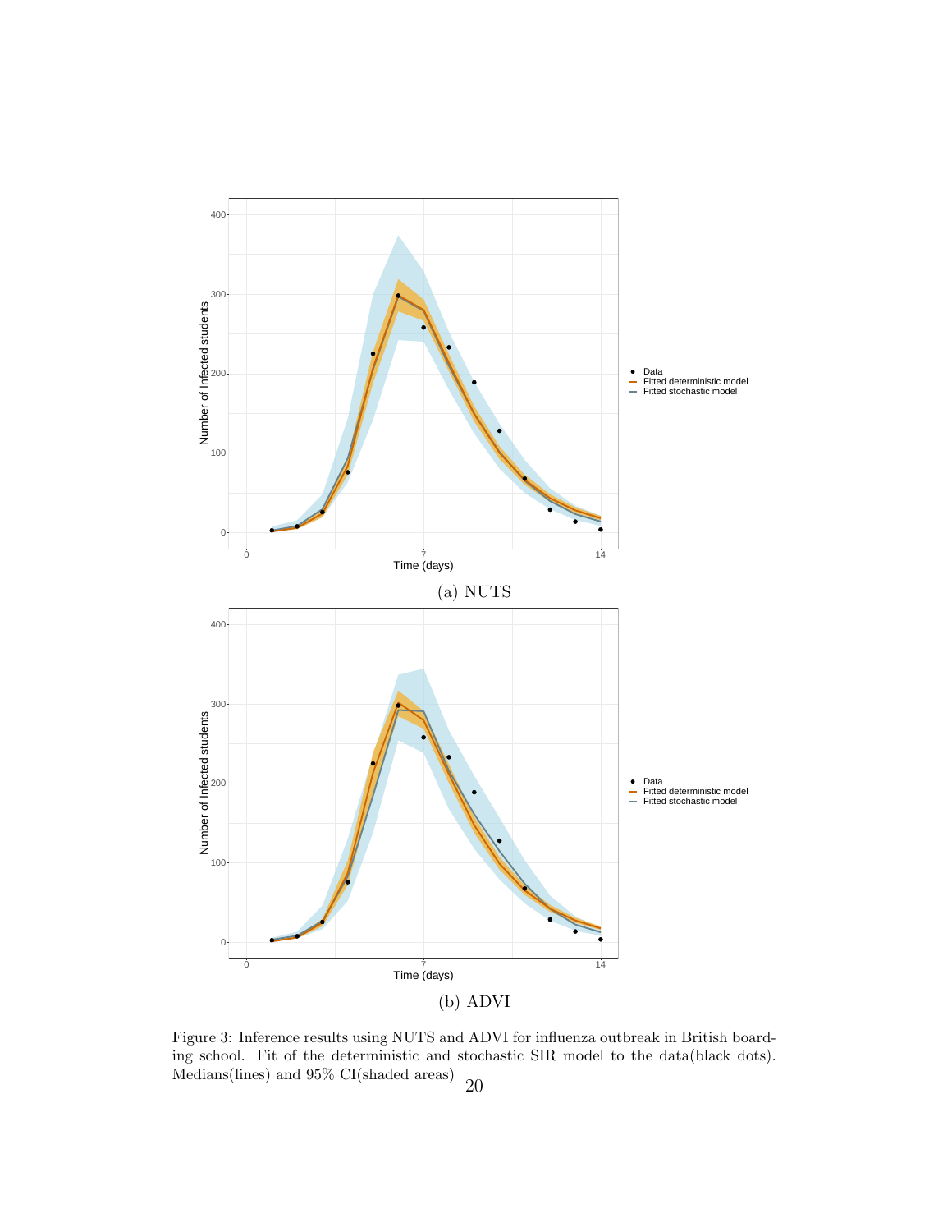(a) NUTS

(b) ADVI

Figure 3: Inference results using NUTS and ADVI for influenza outbreak in British boarding school. Fit of the deterministic and stochastic SIR model to the data(black dots). Medians(lines) and 95% CI(shaded areas)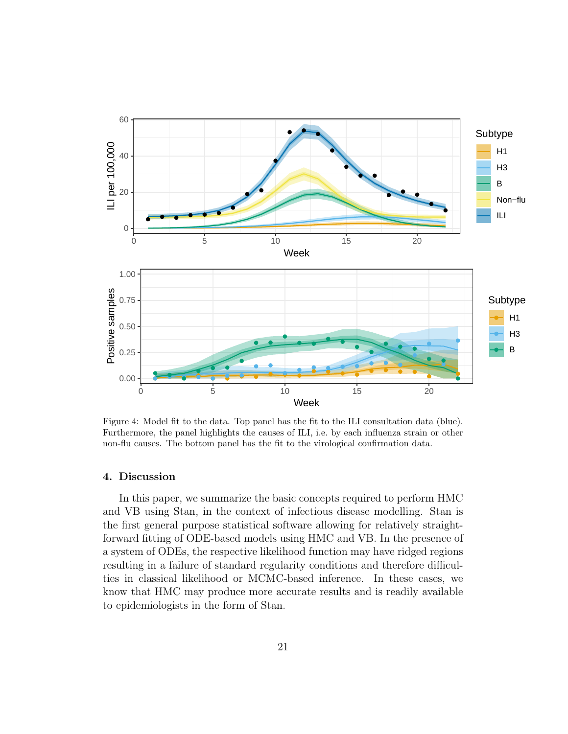Figure 4: Model fit to the data. Top panel has the fit to the ILI consultation data (blue). Furthermore, the panel highlights the causes of ILI, i.e. by each influenza strain or other non-flu causes. The bottom panel has the fit to the virological confirmation data.

## 4. Discussion

In this paper, we summarize the basic concepts required to perform HMC and VB using Stan, in the context of infectious disease modelling. Stan is the first general purpose statistical software allowing for relatively straightforward fitting of ODE-based models using HMC and VB. In the presence of a system of ODEs, the respective likelihood function may have ridged regions resulting in a failure of standard regularity conditions and therefore difficulties in classical likelihood or MCMC-based inference. In these cases, we know that HMC may produce more accurate results and is readily available to epidemiologists in the form of Stan.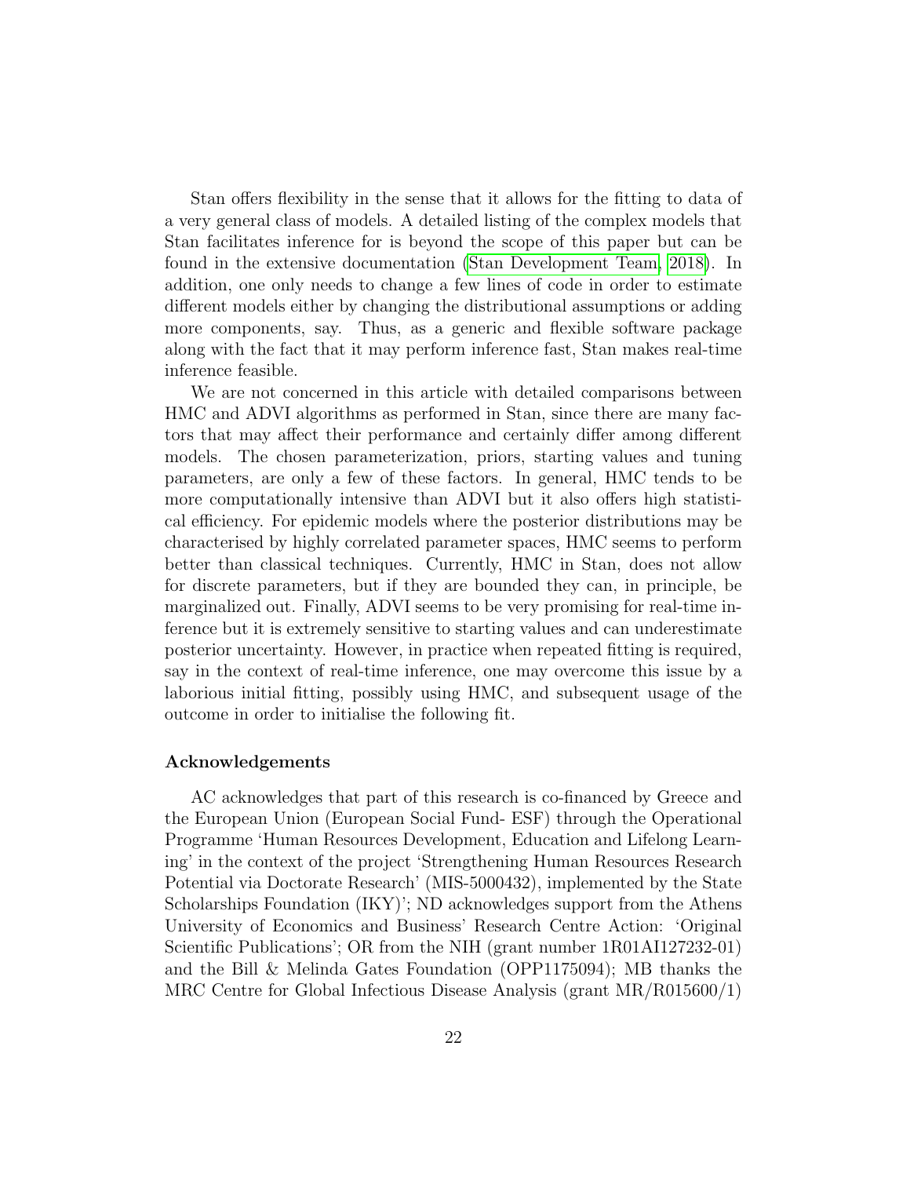Stan offers flexibility in the sense that it allows for the fitting to data of a very general class of models. A detailed listing of the complex models that Stan facilitates inference for is beyond the scope of this paper but can be found in the extensive documentation (Stan Development Team, 2018). In addition, one only needs to change a few lines of code in order to estimate different models either by changing the distributional assumptions or adding more components, say. Thus, as a generic and flexible software package along with the fact that it may perform inference fast, Stan makes real-time inference feasible.

We are not concerned in this article with detailed comparisons between HMC and ADVI algorithms as performed in Stan, since there are many factors that may affect their performance and certainly differ among different models. The chosen parameterization, priors, starting values and tuning parameters, are only a few of these factors. In general, HMC tends to be more computationally intensive than ADVI but it also offers high statistical efficiency. For epidemic models where the posterior distributions may be characterised by highly correlated parameter spaces, HMC seems to perform better than classical techniques. Currently, HMC in Stan, does not allow for discrete parameters, but if they are bounded they can, in principle, be marginalized out. Finally, ADVI seems to be very promising for real-time inference but it is extremely sensitive to starting values and can underestimate posterior uncertainty. However, in practice when repeated fitting is required, say in the context of real-time inference, one may overcome this issue by a laborious initial fitting, possibly using HMC, and subsequent usage of the outcome in order to initialise the following fit.

### Acknowledgements

AC acknowledges that part of this research is co-financed by Greece and the European Union (European Social Fund- ESF) through the Operational Programme 'Human Resources Development, Education and Lifelong Learning' in the context of the project 'Strengthening Human Resources Research Potential via Doctorate Research' (MIS-5000432), implemented by the State Scholarships Foundation (IKY)'; ND acknowledges support from the Athens University of Economics and Business' Research Centre Action: 'Original Scientific Publications'; OR from the NIH (grant number 1R01AI127232-01) and the Bill & Melinda Gates Foundation (OPP1175094); MB thanks the MRC Centre for Global Infectious Disease Analysis (grant MR/R015600/1)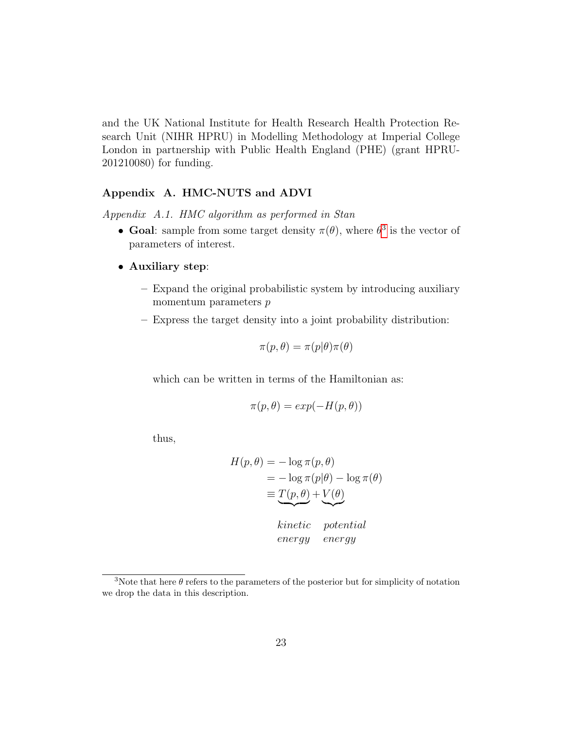and the UK National Institute for Health Research Health Protection Research Unit (NIHR HPRU) in Modelling Methodology at Imperial College London in partnership with Public Health England (PHE) (grant HPRU-201210080) for funding.

## Appendix A. HMC-NUTS and ADVI

### *Appendix A.1. HMC algorithm as performed in Stan*

- **Goal**: sample from some target density $\pi(\theta)$, where $\theta$[3] is the vector of parameters of interest.
- **Auxiliary step**:
  - Expand the original probabilistic system by introducing auxiliary momentum parameters $p$
  - Express the target density into a joint probability distribution:

$$\pi(p, \theta) = \pi(p|\theta)\pi(\theta)$$

which can be written in terms of the Hamiltonian as:

$$\pi(p, \theta) = exp(-H(p, \theta))$$

thus,

$$\begin{aligned} H(p, \theta) &= -\log \pi(p, \theta) \\ &= -\log \pi(p|\theta) - \log \pi(\theta) \\ &\equiv \underbrace{T(p, \theta)}_{\substack{kinetic \\ energy}} + \underbrace{V(\theta)}_{\substack{potential \\ energy}} \end{aligned}$$

[3]Note that here $\theta$ refers to the parameters of the posterior but for simplicity of notation we drop the data in this description.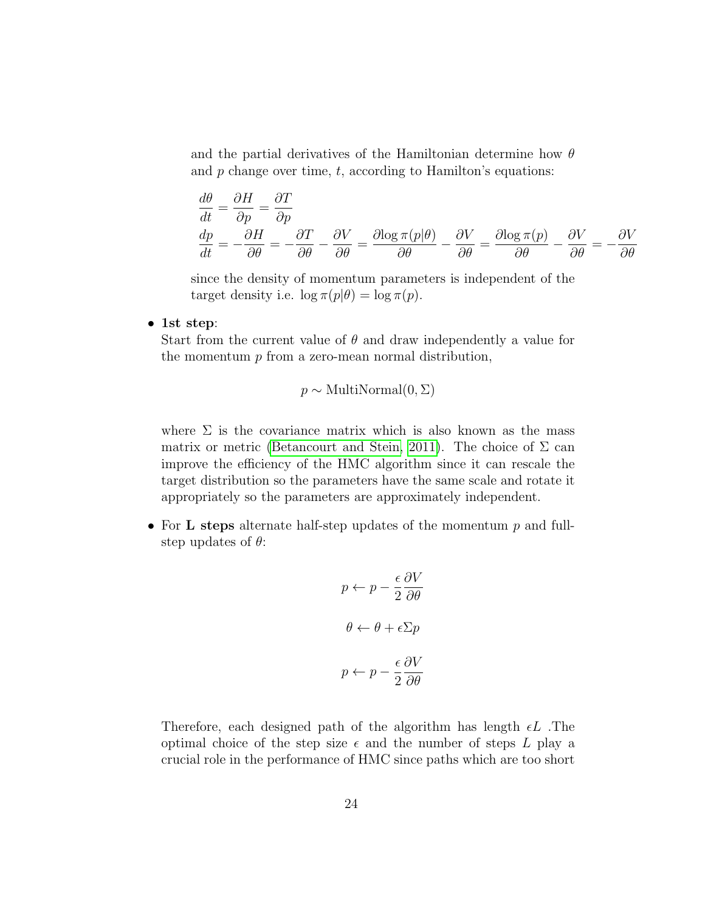and the partial derivatives of the Hamiltonian determine how $\theta$ and $p$ change over time, $t$, according to Hamilton's equations:

$$\frac{d\theta}{dt} = \frac{\partial H}{\partial p} = \frac{\partial T}{\partial p}$$

$$\frac{dp}{dt} = -\frac{\partial H}{\partial \theta} = -\frac{\partial T}{\partial \theta} - \frac{\partial V}{\partial \theta} = \frac{\partial \log \pi(p|\theta)}{\partial \theta} - \frac{\partial V}{\partial \theta} = \frac{\partial \log \pi(p)}{\partial \theta} - \frac{\partial V}{\partial \theta} = -\frac{\partial V}{\partial \theta}$$

since the density of momentum parameters is independent of the target density i.e. $\log \pi(p|\theta) = \log \pi(p)$.

- **1st step**:
  Start from the current value of $\theta$ and draw independently a value for the momentum $p$ from a zero-mean normal distribution,

  $$p \sim \text{MultiNormal}(0, \Sigma)$$

  where $\Sigma$ is the covariance matrix which is also known as the mass matrix or metric (Betancourt and Stein, 2011). The choice of $\Sigma$ can improve the efficiency of the HMC algorithm since it can rescale the target distribution so the parameters have the same scale and rotate it appropriately so the parameters are approximately independent.

- For **L steps** alternate half-step updates of the momentum $p$ and full-step updates of $\theta$:

  $$p \leftarrow p - \frac{\epsilon}{2}\frac{\partial V}{\partial \theta}$$

  $$\theta \leftarrow \theta + \epsilon \Sigma p$$

  $$p \leftarrow p - \frac{\epsilon}{2}\frac{\partial V}{\partial \theta}$$

  Therefore, each designed path of the algorithm has length $\epsilon L$ .The optimal choice of the step size $\epsilon$ and the number of steps $L$ play a crucial role in the performance of HMC since paths which are too short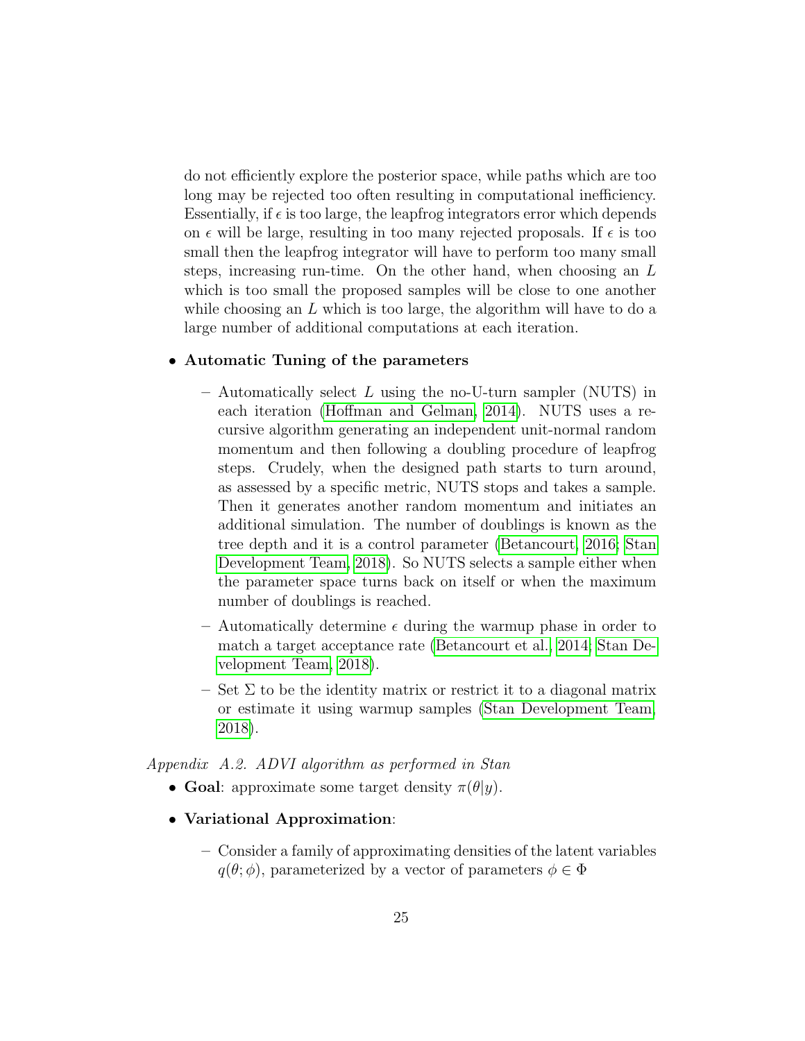do not efficiently explore the posterior space, while paths which are too long may be rejected too often resulting in computational inefficiency. Essentially, if $\epsilon$ is too large, the leapfrog integrators error which depends on $\epsilon$ will be large, resulting in too many rejected proposals. If $\epsilon$ is too small then the leapfrog integrator will have to perform too many small steps, increasing run-time. On the other hand, when choosing an $L$ which is too small the proposed samples will be close to one another while choosing an $L$ which is too large, the algorithm will have to do a large number of additional computations at each iteration.

- **Automatic Tuning of the parameters**
  - Automatically select $L$ using the no-U-turn sampler (NUTS) in each iteration (Hoffman and Gelman, 2014). NUTS uses a recursive algorithm generating an independent unit-normal random momentum and then following a doubling procedure of leapfrog steps. Crudely, when the designed path starts to turn around, as assessed by a specific metric, NUTS stops and takes a sample. Then it generates another random momentum and initiates an additional simulation. The number of doublings is known as the tree depth and it is a control parameter (Betancourt, 2016; Stan Development Team, 2018). So NUTS selects a sample either when the parameter space turns back on itself or when the maximum number of doublings is reached.
  - Automatically determine $\epsilon$ during the warmup phase in order to match a target acceptance rate (Betancourt et al., 2014; Stan Development Team, 2018).
  - Set $\Sigma$ to be the identity matrix or restrict it to a diagonal matrix or estimate it using warmup samples (Stan Development Team, 2018).

*Appendix A.2. ADVI algorithm as performed in Stan*

- **Goal**: approximate some target density $\pi(\theta|y)$.
- **Variational Approximation**:
  - Consider a family of approximating densities of the latent variables $q(\theta; \phi)$, parameterized by a vector of parameters $\phi \in \Phi$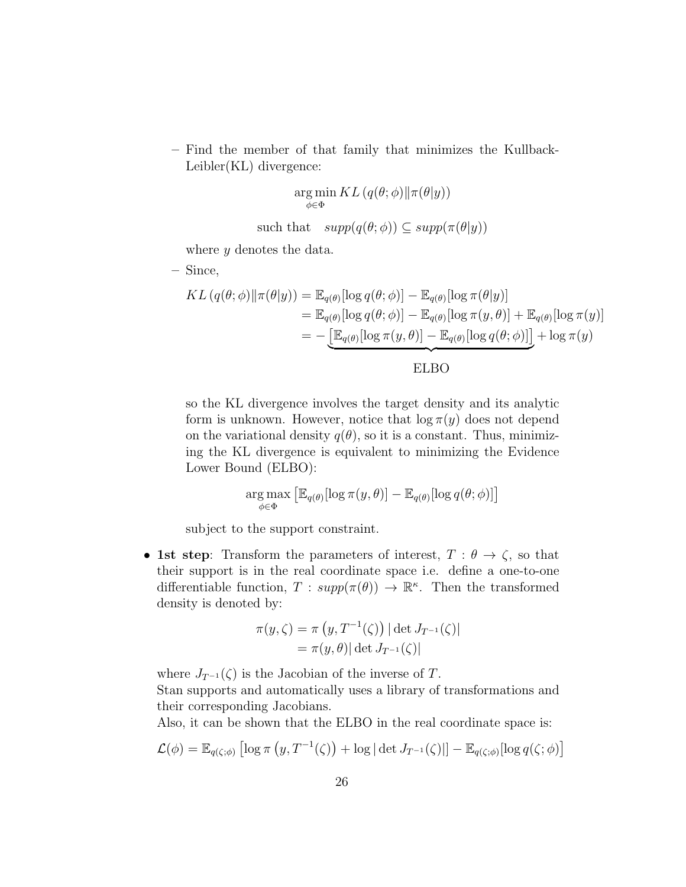- Find the member of that family that minimizes the Kullback-Leibler(KL) divergence:

$$\arg\min_{\phi\in\Phi} KL\left(q(\theta;\phi)\|\pi(\theta|y)\right)$$

$$\text{such that} \quad supp(q(\theta;\phi)) \subseteq supp(\pi(\theta|y))$$

  where $y$ denotes the data.

- Since,

$$\begin{aligned}
KL\left(q(\theta;\phi)\|\pi(\theta|y)\right) &= \mathbb{E}_{q(\theta)}[\log q(\theta;\phi)] - \mathbb{E}_{q(\theta)}[\log \pi(\theta|y)] \\
&= \mathbb{E}_{q(\theta)}[\log q(\theta;\phi)] - \mathbb{E}_{q(\theta)}[\log \pi(y,\theta)] + \mathbb{E}_{q(\theta)}[\log \pi(y)] \\
&= -\underbrace{\left[\mathbb{E}_{q(\theta)}[\log \pi(y,\theta)] - \mathbb{E}_{q(\theta)}[\log q(\theta;\phi)]\right]}_{\text{ELBO}} + \log \pi(y)
\end{aligned}$$

  so the KL divergence involves the target density and its analytic form is unknown. However, notice that $\log \pi(y)$ does not depend on the variational density $q(\theta)$, so it is a constant. Thus, minimizing the KL divergence is equivalent to minimizing the Evidence Lower Bound (ELBO):

$$\arg\max_{\phi\in\Phi} \left[\mathbb{E}_{q(\theta)}[\log \pi(y,\theta)] - \mathbb{E}_{q(\theta)}[\log q(\theta;\phi)]\right]$$

  subject to the support constraint.

- **1st step**: Transform the parameters of interest, $T : \theta \to \zeta$, so that their support is in the real coordinate space i.e. define a one-to-one differentiable function, $T : supp(\pi(\theta)) \to \mathbb{R}^{\kappa}$. Then the transformed density is denoted by:

$$\begin{aligned}
\pi(y,\zeta) &= \pi\left(y, T^{-1}(\zeta)\right) |\det J_{T^{-1}}(\zeta)| \\
&= \pi(y,\theta) |\det J_{T^{-1}}(\zeta)|
\end{aligned}$$

  where $J_{T^{-1}}(\zeta)$ is the Jacobian of the inverse of $T$.
  Stan supports and automatically uses a library of transformations and their corresponding Jacobians.
  Also, it can be shown that the ELBO in the real coordinate space is:

$$\mathcal{L}(\phi) = \mathbb{E}_{q(\zeta;\phi)}\left[\log \pi\left(y, T^{-1}(\zeta)\right) + \log|\det J_{T^{-1}}(\zeta)|\right] - \mathbb{E}_{q(\zeta;\phi)}[\log q(\zeta;\phi)]$$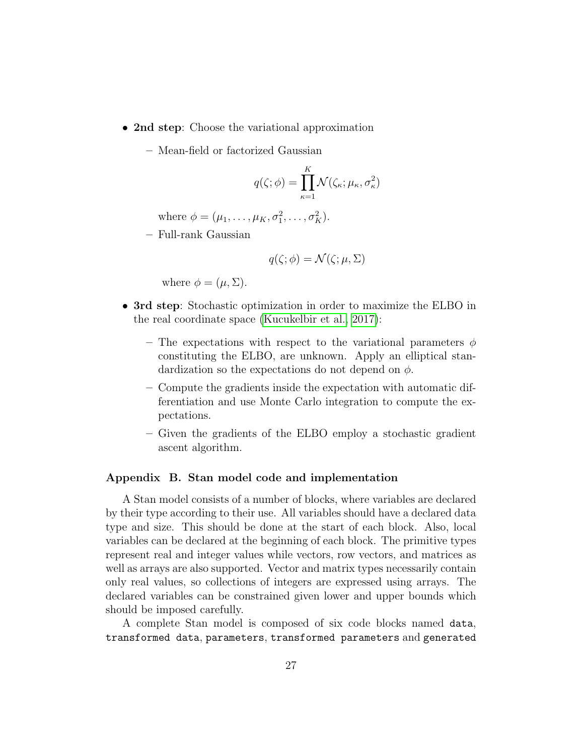- **2nd step**: Choose the variational approximation

  – Mean-field or factorized Gaussian

  $$q(\zeta;\phi) = \prod_{\kappa=1}^{K} \mathcal{N}(\zeta_\kappa; \mu_\kappa, \sigma_\kappa^2)$$

  where $\phi = (\mu_1, \ldots, \mu_K, \sigma_1^2, \ldots, \sigma_K^2)$.

  – Full-rank Gaussian

  $$q(\zeta;\phi) = \mathcal{N}(\zeta; \mu, \Sigma)$$

  where $\phi = (\mu, \Sigma)$.

- **3rd step**: Stochastic optimization in order to maximize the ELBO in the real coordinate space (Kucukelbir et al., 2017):

  – The expectations with respect to the variational parameters $\phi$ constituting the ELBO, are unknown. Apply an elliptical standardization so the expectations do not depend on $\phi$.

  – Compute the gradients inside the expectation with automatic differentiation and use Monte Carlo integration to compute the expectations.

  – Given the gradients of the ELBO employ a stochastic gradient ascent algorithm.

### Appendix B. Stan model code and implementation

A Stan model consists of a number of blocks, where variables are declared by their type according to their use. All variables should have a declared data type and size. This should be done at the start of each block. Also, local variables can be declared at the beginning of each block. The primitive types represent real and integer values while vectors, row vectors, and matrices as well as arrays are also supported. Vector and matrix types necessarily contain only real values, so collections of integers are expressed using arrays. The declared variables can be constrained given lower and upper bounds which should be imposed carefully.

A complete Stan model is composed of six code blocks named `data`, `transformed data`, `parameters`, `transformed parameters` and `generated`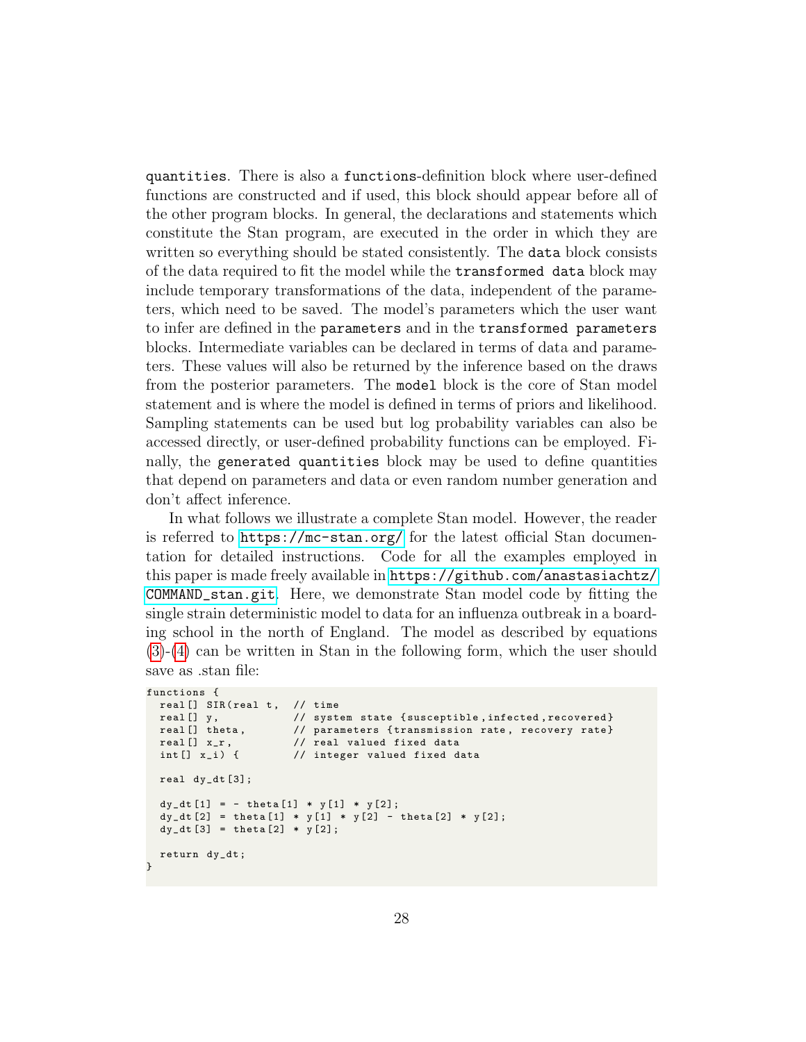`quantities`. There is also a `functions`-definition block where user-defined functions are constructed and if used, this block should appear before all of the other program blocks. In general, the declarations and statements which constitute the Stan program, are executed in the order in which they are written so everything should be stated consistently. The `data` block consists of the data required to fit the model while the `transformed data` block may include temporary transformations of the data, independent of the parameters, which need to be saved. The model's parameters which the user want to infer are defined in the `parameters` and in the `transformed parameters` blocks. Intermediate variables can be declared in terms of data and parameters. These values will also be returned by the inference based on the draws from the posterior parameters. The `model` block is the core of Stan model statement and is where the model is defined in terms of priors and likelihood. Sampling statements can be used but log probability variables can also be accessed directly, or user-defined probability functions can be employed. Finally, the `generated quantities` block may be used to define quantities that depend on parameters and data or even random number generation and don't affect inference.

In what follows we illustrate a complete Stan model. However, the reader is referred to https://mc-stan.org/ for the latest official Stan documentation for detailed instructions. Code for all the examples employed in this paper is made freely available in https://github.com/anastasiachtz/COMMAND_stan.git. Here, we demonstrate Stan model code by fitting the single strain deterministic model to data for an influenza outbreak in a boarding school in the north of England. The model as described by equations (3)-(4) can be written in Stan in the following form, which the user should save as .stan file:

```
functions {
  real[] SIR(real t,  // time
  real[] y,           // system state {susceptible,infected,recovered}
  real[] theta,       // parameters {transmission rate, recovery rate}
  real[] x_r,         // real valued fixed data
  int[] x_i) {        // integer valued fixed data

  real dy_dt[3];

  dy_dt[1] = - theta[1] * y[1] * y[2];
  dy_dt[2] = theta[1] * y[1] * y[2] - theta[2] * y[2];
  dy_dt[3] = theta[2] * y[2];

  return dy_dt;
}
```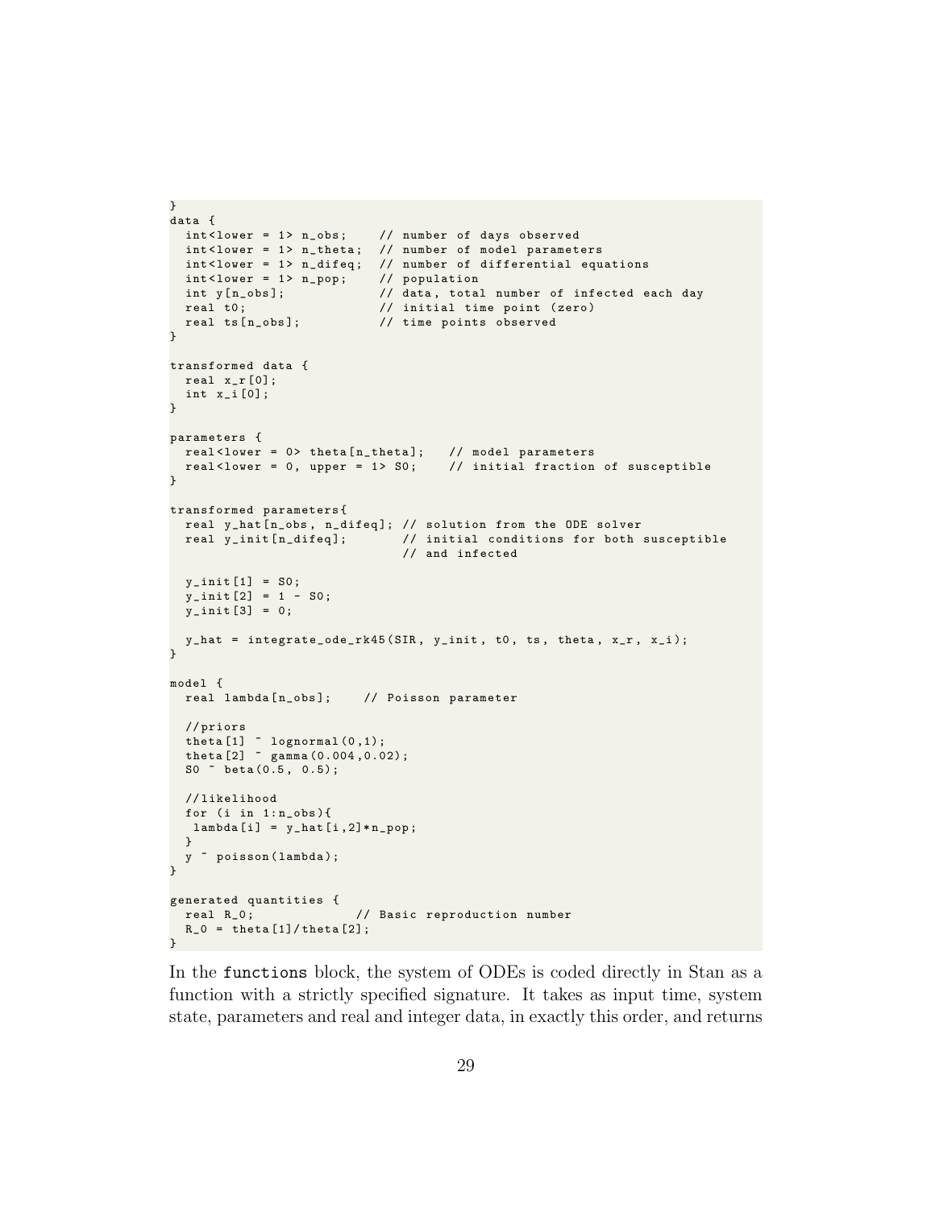```
}
data {
  int<lower = 1> n_obs;    // number of days observed
  int<lower = 1> n_theta;  // number of model parameters
  int<lower = 1> n_difeq;  // number of differential equations
  int<lower = 1> n_pop;    // population
  int y[n_obs];            // data, total number of infected each day
  real t0;                 // initial time point (zero)
  real ts[n_obs];          // time points observed
}

transformed data {
  real x_r[0];
  int x_i[0];
}

parameters {
  real<lower = 0> theta[n_theta];   // model parameters
  real<lower = 0, upper = 1> S0;    // initial fraction of susceptible
}

transformed parameters{
  real y_hat[n_obs, n_difeq]; // solution from the ODE solver
  real y_init[n_difeq];       // initial conditions for both susceptible
                              // and infected

  y_init[1] = S0;
  y_init[2] = 1 - S0;
  y_init[3] = 0;

  y_hat = integrate_ode_rk45(SIR, y_init, t0, ts, theta, x_r, x_i);
}

model {
  real lambda[n_obs];    // Poisson parameter

  //priors
  theta[1] ~ lognormal(0,1);
  theta[2] ~ gamma(0.004,0.02);
  S0 ~ beta(0.5, 0.5);

  //likelihood
  for (i in 1:n_obs){
   lambda[i] = y_hat[i,2]*n_pop;
  }
  y ~ poisson(lambda);
}

generated quantities {
  real R_0;             // Basic reproduction number
  R_0 = theta[1]/theta[2];
}
```

In the `functions` block, the system of ODEs is coded directly in Stan as a function with a strictly specified signature. It takes as input time, system state, parameters and real and integer data, in exactly this order, and returns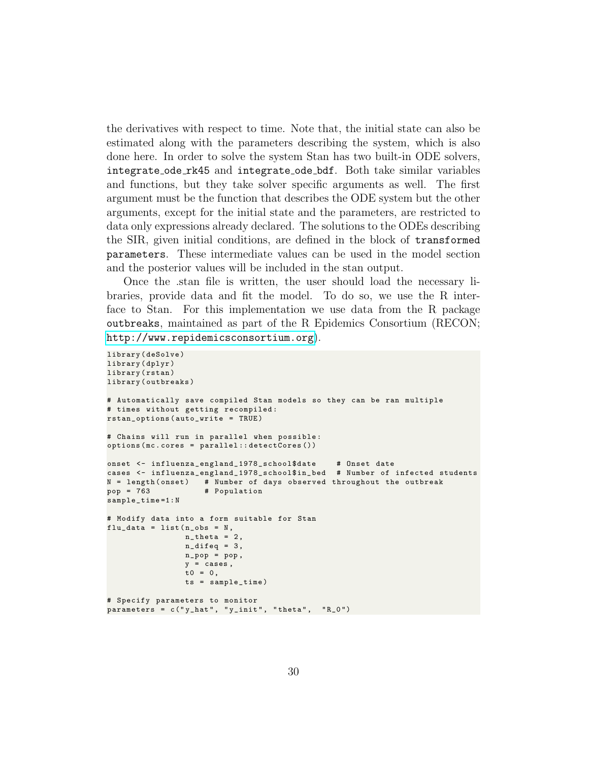the derivatives with respect to time. Note that, the initial state can also be estimated along with the parameters describing the system, which is also done here. In order to solve the system Stan has two built-in ODE solvers, `integrate_ode_rk45` and `integrate_ode_bdf`. Both take similar variables and functions, but they take solver specific arguments as well. The first argument must be the function that describes the ODE system but the other arguments, except for the initial state and the parameters, are restricted to data only expressions already declared. The solutions to the ODEs describing the SIR, given initial conditions, are defined in the block of `transformed parameters`. These intermediate values can be used in the model section and the posterior values will be included in the stan output.

Once the .stan file is written, the user should load the necessary libraries, provide data and fit the model. To do so, we use the R interface to Stan. For this implementation we use data from the R package `outbreaks`, maintained as part of the R Epidemics Consortium (RECON; http://www.repidemicsconsortium.org).

```
library(deSolve)
library(dplyr)
library(rstan)
library(outbreaks)

# Automatically save compiled Stan models so they can be ran multiple
# times without getting recompiled:
rstan_options(auto_write = TRUE)

# Chains will run in parallel when possible:
options(mc.cores = parallel::detectCores())

onset <- influenza_england_1978_school$date    # Onset date
cases <- influenza_england_1978_school$in_bed  # Number of infected students
N = length(onset)   # Number of days observed throughout the outbreak
pop = 763           # Population
sample_time=1:N

# Modify data into a form suitable for Stan
flu_data = list(n_obs = N,
                n_theta = 2,
                n_difeq = 3,
                n_pop = pop,
                y = cases,
                t0 = 0,
                ts = sample_time)

# Specify parameters to monitor
parameters = c("y_hat", "y_init", "theta",  "R_0")
```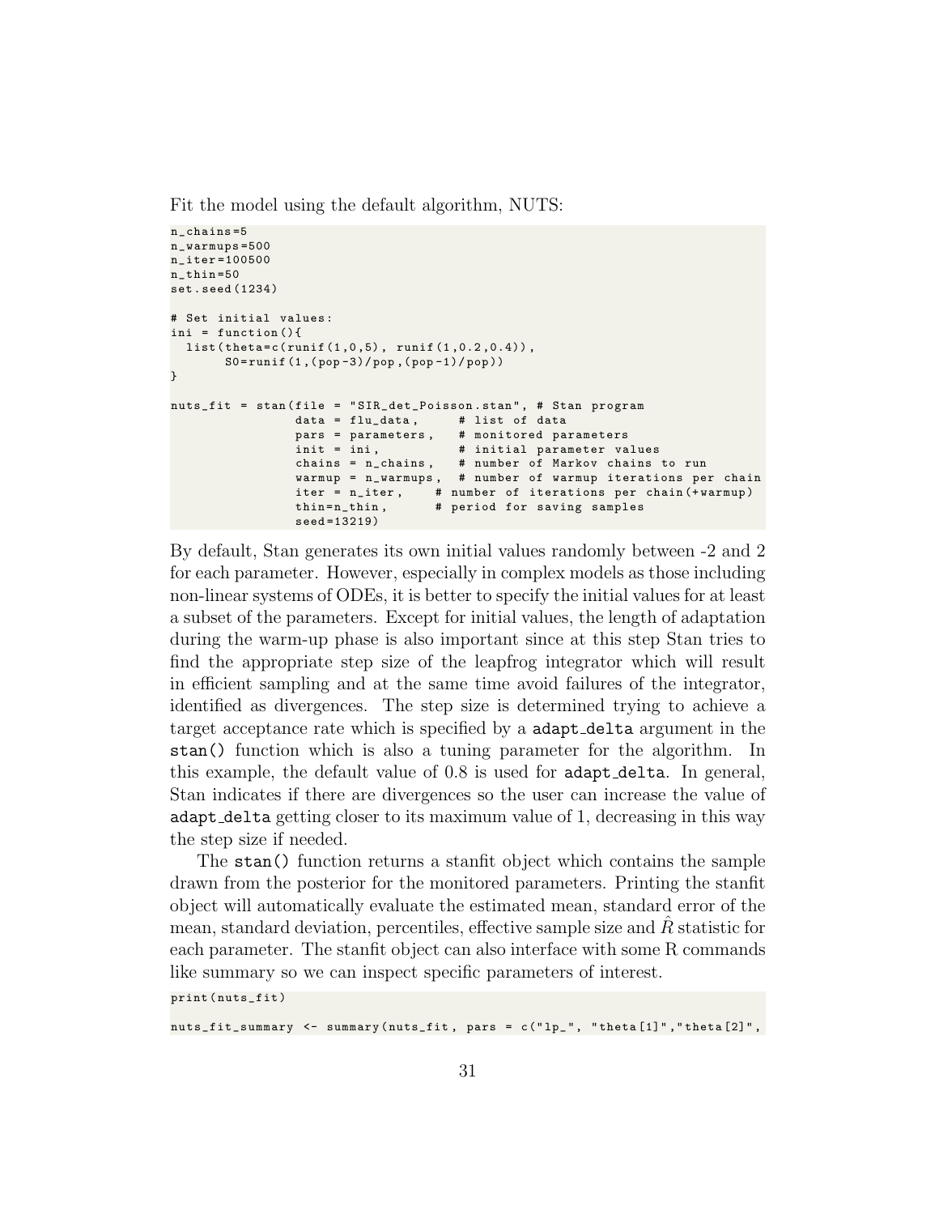Fit the model using the default algorithm, NUTS:

```
n_chains=5
n_warmups=500
n_iter=100500
n_thin=50
set.seed(1234)

# Set initial values:
ini = function(){
  list(theta=c(runif(1,0,5), runif(1,0.2,0.4)),
       S0=runif(1,(pop-3)/pop,(pop-1)/pop))
}

nuts_fit = stan(file = "SIR_det_Poisson.stan", # Stan program
                data = flu_data,      # list of data
                pars = parameters,    # monitored parameters
                init = ini,           # initial parameter values
                chains = n_chains,    # number of Markov chains to run
                warmup = n_warmups,   # number of warmup iterations per chain
                iter = n_iter,     # number of iterations per chain(+warmup)
                thin=n_thin,       # period for saving samples
                seed=13219)
```

By default, Stan generates its own initial values randomly between -2 and 2 for each parameter. However, especially in complex models as those including non-linear systems of ODEs, it is better to specify the initial values for at least a subset of the parameters. Except for initial values, the length of adaptation during the warm-up phase is also important since at this step Stan tries to find the appropriate step size of the leapfrog integrator which will result in efficient sampling and at the same time avoid failures of the integrator, identified as divergences. The step size is determined trying to achieve a target acceptance rate which is specified by a `adapt_delta` argument in the `stan()` function which is also a tuning parameter for the algorithm. In this example, the default value of 0.8 is used for `adapt_delta`. In general, Stan indicates if there are divergences so the user can increase the value of `adapt_delta` getting closer to its maximum value of 1, decreasing in this way the step size if needed.

The `stan()` function returns a stanfit object which contains the sample drawn from the posterior for the monitored parameters. Printing the stanfit object will automatically evaluate the estimated mean, standard error of the mean, standard deviation, percentiles, effective sample size and $\hat{R}$ statistic for each parameter. The stanfit object can also interface with some R commands like summary so we can inspect specific parameters of interest.

```
print(nuts_fit)

nuts_fit_summary <- summary(nuts_fit, pars = c("lp__", "theta[1]","theta[2]",
```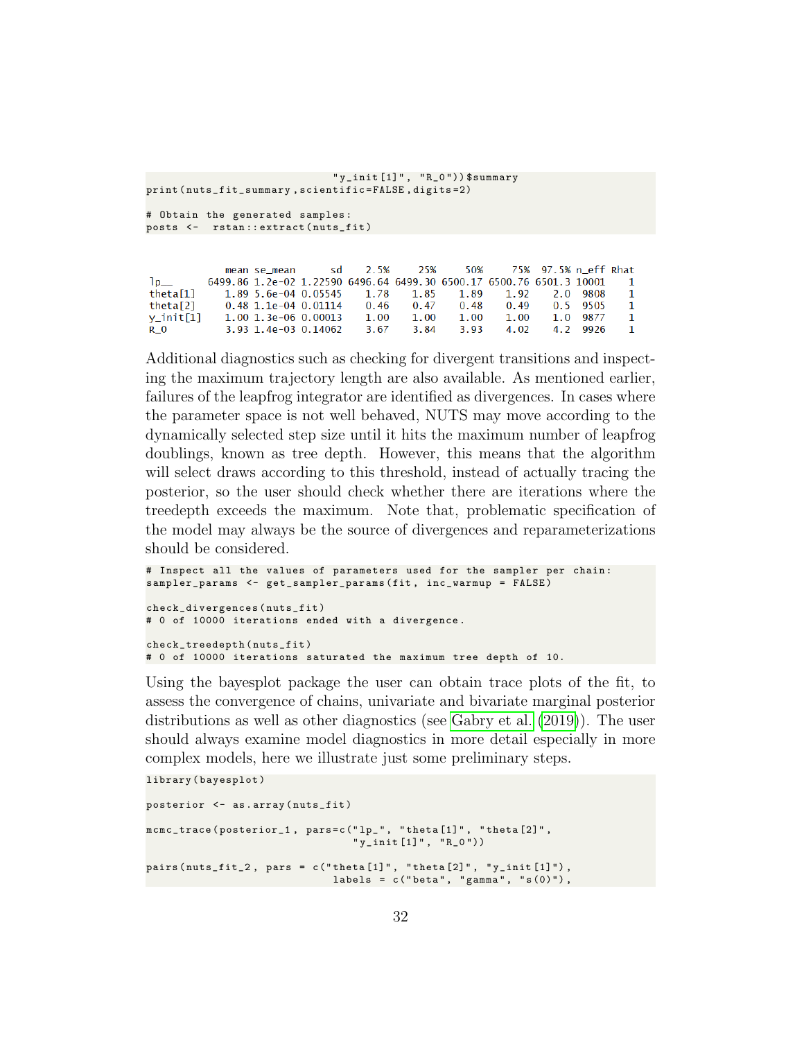```
                        "y_init[1]", "R_0"))$summary
print(nuts_fit_summary,scientific=FALSE,digits=2)

# Obtain the generated samples:
posts <-  rstan::extract(nuts_fit)
```

```
              mean se_mean      sd    2.5%     25%     50%     75%  97.5% n_eff Rhat
lp__       6499.86 1.2e-02 1.22590 6496.64 6499.30 6500.17 6500.76 6501.3 10001    1
theta[1]      1.89 5.6e-04 0.05545    1.78    1.85    1.89    1.92    2.0  9808    1
theta[2]      0.48 1.1e-04 0.01114    0.46    0.47    0.48    0.49    0.5  9505    1
y_init[1]     1.00 1.3e-06 0.00013    1.00    1.00    1.00    1.00    1.0  9877    1
R_0           3.93 1.4e-03 0.14062    3.67    3.84    3.93    4.02    4.2  9926    1
```

Additional diagnostics such as checking for divergent transitions and inspecting the maximum trajectory length are also available. As mentioned earlier, failures of the leapfrog integrator are identified as divergences. In cases where the parameter space is not well behaved, NUTS may move according to the dynamically selected step size until it hits the maximum number of leapfrog doublings, known as tree depth. However, this means that the algorithm will select draws according to this threshold, instead of actually tracing the posterior, so the user should check whether there are iterations where the treedepth exceeds the maximum. Note that, problematic specification of the model may always be the source of divergences and reparameterizations should be considered.

```
# Inspect all the values of parameters used for the sampler per chain:
sampler_params <- get_sampler_params(fit, inc_warmup = FALSE)

check_divergences(nuts_fit)
# 0 of 10000 iterations ended with a divergence.

check_treedepth(nuts_fit)
# 0 of 10000 iterations saturated the maximum tree depth of 10.
```

Using the bayesplot package the user can obtain trace plots of the fit, to assess the convergence of chains, univariate and bivariate marginal posterior distributions as well as other diagnostics (see Gabry et al. (2019)). The user should always examine model diagnostics in more detail especially in more complex models, here we illustrate just some preliminary steps.

```
library(bayesplot)

posterior <- as.array(nuts_fit)

mcmc_trace(posterior_1, pars=c("lp_", "theta[1]", "theta[2]",
                               "y_init[1]", "R_0"))

pairs(nuts_fit_2, pars = c("theta[1]", "theta[2]", "y_init[1]"),
                         labels = c("beta", "gamma", "s(0)"),
```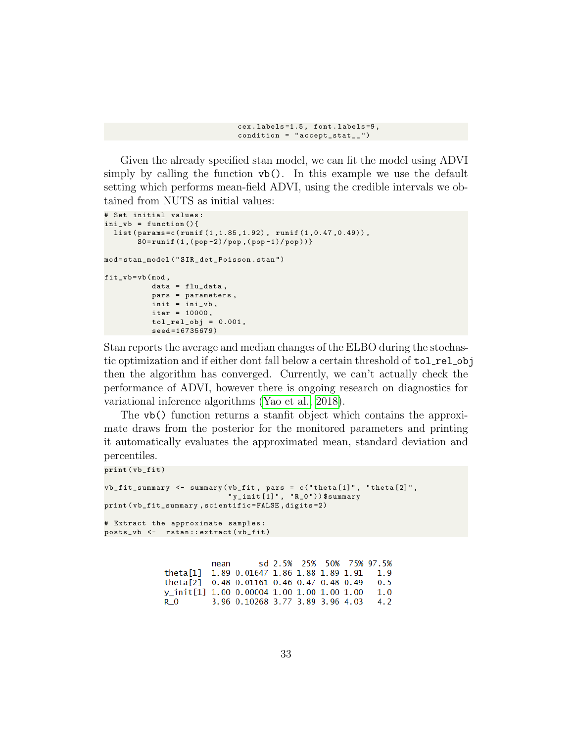```
                            cex.labels=1.5, font.labels=9,
                            condition = "accept_stat__")
```

Given the already specified stan model, we can fit the model using ADVI simply by calling the function vb(). In this example we use the default setting which performs mean-field ADVI, using the credible intervals we obtained from NUTS as initial values:

```
# Set initial values:
ini_vb = function(){
  list(params=c(runif(1,1.85,1.92), runif(1,0.47,0.49)),
       S0=runif(1,(pop-2)/pop,(pop-1)/pop))}

mod=stan_model("SIR_det_Poisson.stan")

fit_vb=vb(mod,
          data = flu_data,
          pars = parameters,
          init = ini_vb,
          iter = 10000,
          tol_rel_obj = 0.001,
          seed=16735679)
```

Stan reports the average and median changes of the ELBO during the stochastic optimization and if either dont fall below a certain threshold of tol_rel_obj then the algorithm has converged. Currently, we can't actually check the performance of ADVI, however there is ongoing research on diagnostics for variational inference algorithms (Yao et al., 2018).

The vb() function returns a stanfit object which contains the approximate draws from the posterior for the monitored parameters and printing it automatically evaluates the approximated mean, standard deviation and percentiles.

```
print(vb_fit)

vb_fit_summary <- summary(vb_fit, pars = c("theta[1]", "theta[2]",
                         "y_init[1]", "R_0"))$summary
print(vb_fit_summary,scientific=FALSE,digits=2)

# Extract the approximate samples:
posts_vb <-  rstan::extract(vb_fit)
```

```
          mean      sd 2.5%  25%  50%  75% 97.5%
theta[1]  1.89 0.01647 1.86 1.88 1.89 1.91   1.9
theta[2]  0.48 0.01161 0.46 0.47 0.48 0.49   0.5
y_init[1] 1.00 0.00004 1.00 1.00 1.00 1.00   1.0
R_0       3.96 0.10268 3.77 3.89 3.96 4.03   4.2
```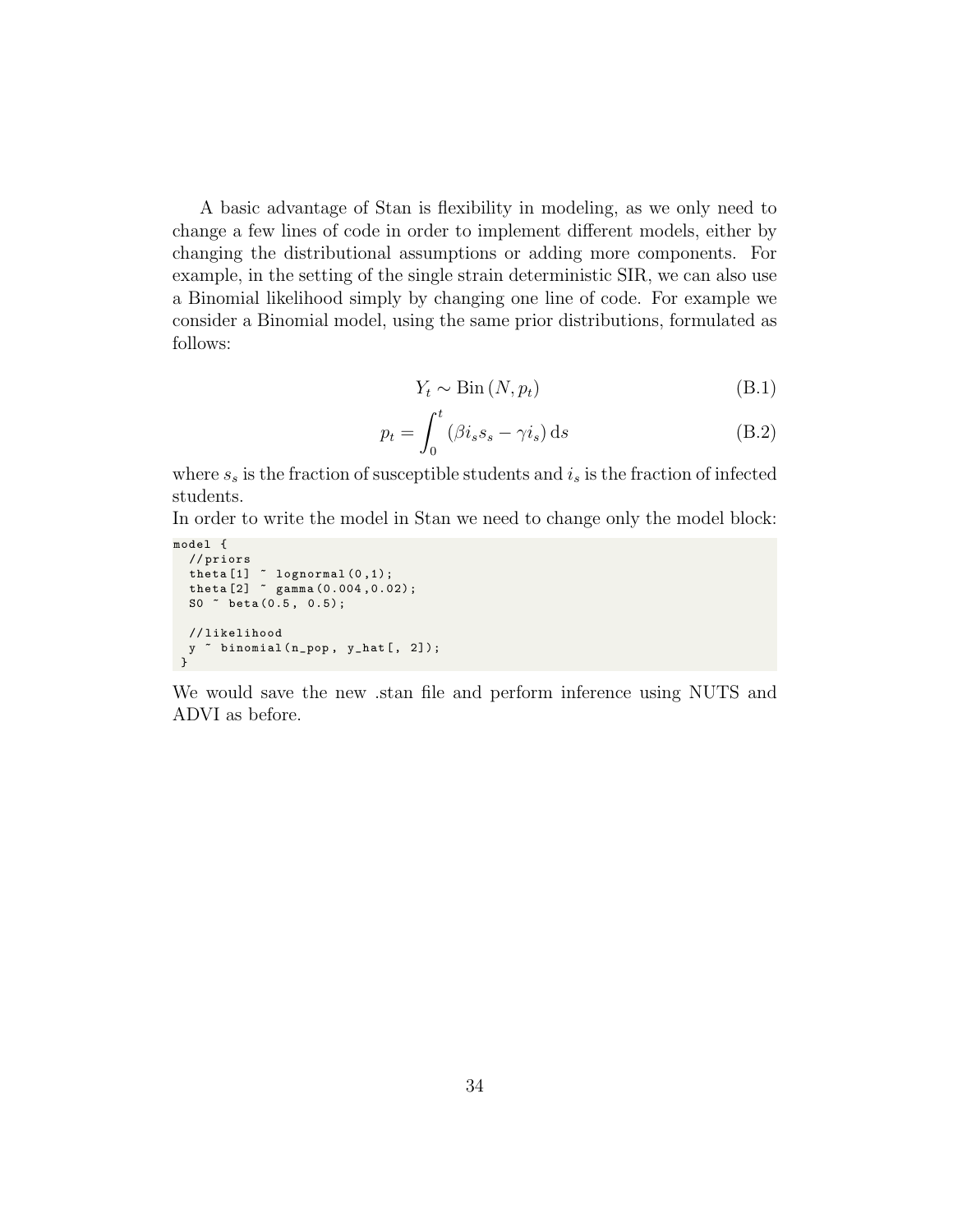A basic advantage of Stan is flexibility in modeling, as we only need to change a few lines of code in order to implement different models, either by changing the distributional assumptions or adding more components. For example, in the setting of the single strain deterministic SIR, we can also use a Binomial likelihood simply by changing one line of code. For example we consider a Binomial model, using the same prior distributions, formulated as follows:

$$Y_t \sim \text{Bin}\left(N, p_t\right) \tag{B.1}$$

$$p_t = \int_0^t \left(\beta i_s s_s - \gamma i_s\right) \mathrm{d}s \tag{B.2}$$

where $s_s$ is the fraction of susceptible students and $i_s$ is the fraction of infected students.

In order to write the model in Stan we need to change only the model block:

```
model {
  //priors
  theta[1] ~ lognormal(0,1);
  theta[2] ~ gamma(0.004,0.02);
  S0 ~ beta(0.5, 0.5);

  //likelihood
  y ~ binomial(n_pop, y_hat[, 2]);
 }
```

We would save the new .stan file and perform inference using NUTS and ADVI as before.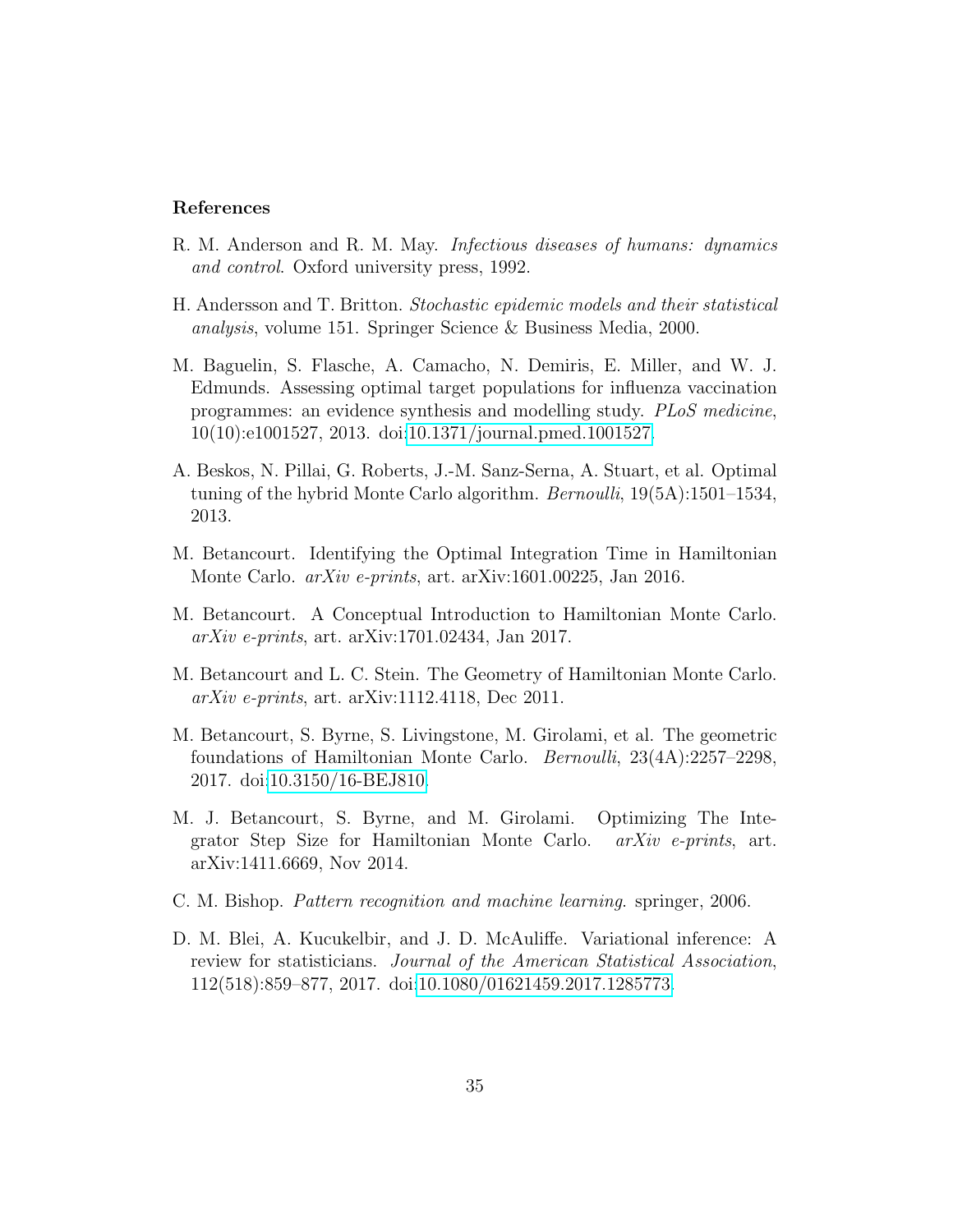## References

R. M. Anderson and R. M. May. *Infectious diseases of humans: dynamics and control*. Oxford university press, 1992.

H. Andersson and T. Britton. *Stochastic epidemic models and their statistical analysis*, volume 151. Springer Science & Business Media, 2000.

M. Baguelin, S. Flasche, A. Camacho, N. Demiris, E. Miller, and W. J. Edmunds. Assessing optimal target populations for influenza vaccination programmes: an evidence synthesis and modelling study. *PLoS medicine*, 10(10):e1001527, 2013. doi:10.1371/journal.pmed.1001527.

A. Beskos, N. Pillai, G. Roberts, J.-M. Sanz-Serna, A. Stuart, et al. Optimal tuning of the hybrid Monte Carlo algorithm. *Bernoulli*, 19(5A):1501–1534, 2013.

M. Betancourt. Identifying the Optimal Integration Time in Hamiltonian Monte Carlo. *arXiv e-prints*, art. arXiv:1601.00225, Jan 2016.

M. Betancourt. A Conceptual Introduction to Hamiltonian Monte Carlo. *arXiv e-prints*, art. arXiv:1701.02434, Jan 2017.

M. Betancourt and L. C. Stein. The Geometry of Hamiltonian Monte Carlo. *arXiv e-prints*, art. arXiv:1112.4118, Dec 2011.

M. Betancourt, S. Byrne, S. Livingstone, M. Girolami, et al. The geometric foundations of Hamiltonian Monte Carlo. *Bernoulli*, 23(4A):2257–2298, 2017. doi:10.3150/16-BEJ810.

M. J. Betancourt, S. Byrne, and M. Girolami. Optimizing The Integrator Step Size for Hamiltonian Monte Carlo. *arXiv e-prints*, art. arXiv:1411.6669, Nov 2014.

C. M. Bishop. *Pattern recognition and machine learning*. springer, 2006.

D. M. Blei, A. Kucukelbir, and J. D. McAuliffe. Variational inference: A review for statisticians. *Journal of the American Statistical Association*, 112(518):859–877, 2017. doi:10.1080/01621459.2017.1285773.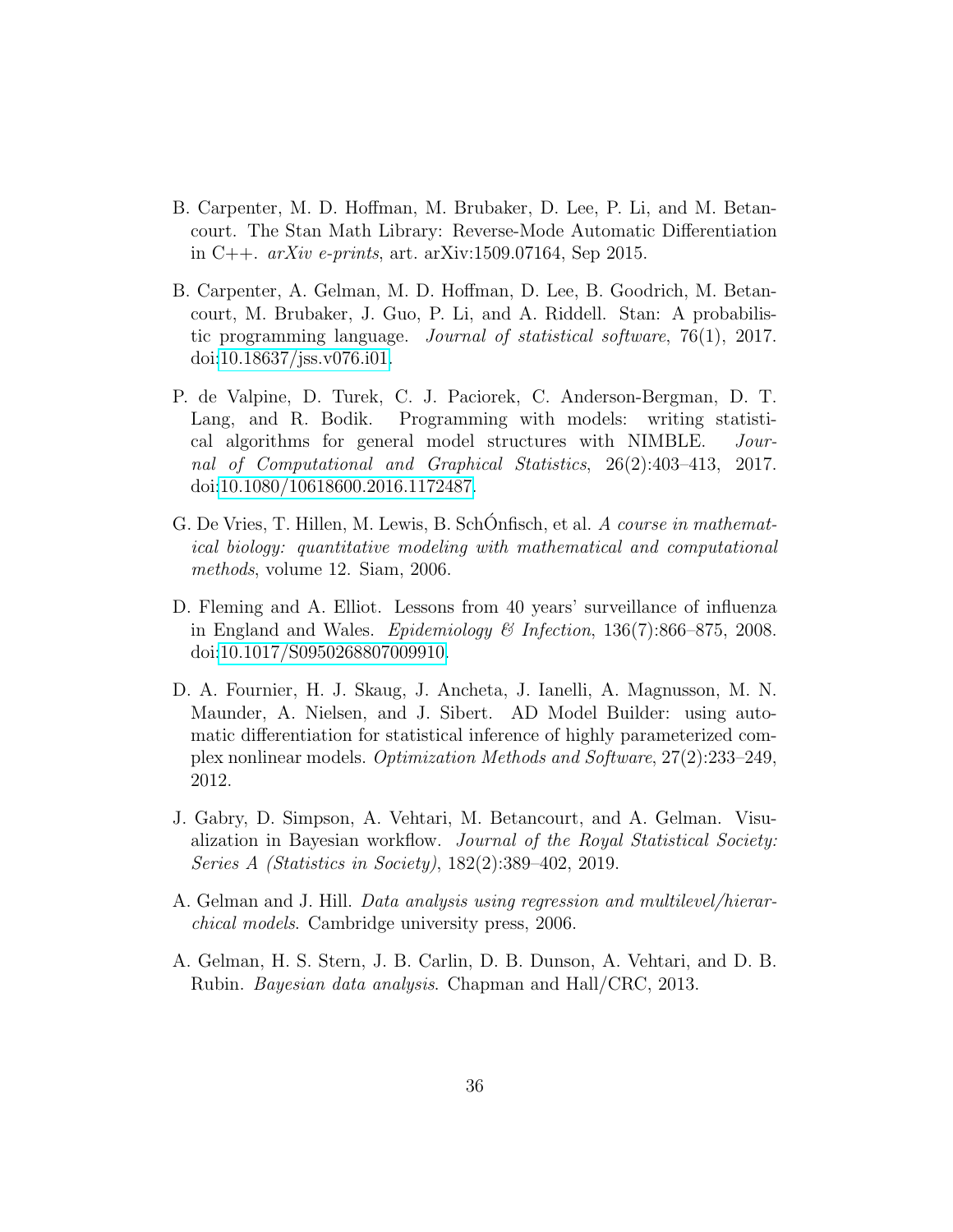B. Carpenter, M. D. Hoffman, M. Brubaker, D. Lee, P. Li, and M. Betancourt. The Stan Math Library: Reverse-Mode Automatic Differentiation in C++. *arXiv e-prints*, art. arXiv:1509.07164, Sep 2015.

B. Carpenter, A. Gelman, M. D. Hoffman, D. Lee, B. Goodrich, M. Betancourt, M. Brubaker, J. Guo, P. Li, and A. Riddell. Stan: A probabilistic programming language. *Journal of statistical software*, 76(1), 2017. doi:10.18637/jss.v076.i01.

P. de Valpine, D. Turek, C. J. Paciorek, C. Anderson-Bergman, D. T. Lang, and R. Bodik. Programming with models: writing statistical algorithms for general model structures with NIMBLE. *Journal of Computational and Graphical Statistics*, 26(2):403–413, 2017. doi:10.1080/10618600.2016.1172487.

G. De Vries, T. Hillen, M. Lewis, B. SchÓnfisch, et al. *A course in mathematical biology: quantitative modeling with mathematical and computational methods*, volume 12. Siam, 2006.

D. Fleming and A. Elliot. Lessons from 40 years' surveillance of influenza in England and Wales. *Epidemiology & Infection*, 136(7):866–875, 2008. doi:10.1017/S0950268807009910.

D. A. Fournier, H. J. Skaug, J. Ancheta, J. Ianelli, A. Magnusson, M. N. Maunder, A. Nielsen, and J. Sibert. AD Model Builder: using automatic differentiation for statistical inference of highly parameterized complex nonlinear models. *Optimization Methods and Software*, 27(2):233–249, 2012.

J. Gabry, D. Simpson, A. Vehtari, M. Betancourt, and A. Gelman. Visualization in Bayesian workflow. *Journal of the Royal Statistical Society: Series A (Statistics in Society)*, 182(2):389–402, 2019.

A. Gelman and J. Hill. *Data analysis using regression and multilevel/hierarchical models*. Cambridge university press, 2006.

A. Gelman, H. S. Stern, J. B. Carlin, D. B. Dunson, A. Vehtari, and D. B. Rubin. *Bayesian data analysis*. Chapman and Hall/CRC, 2013.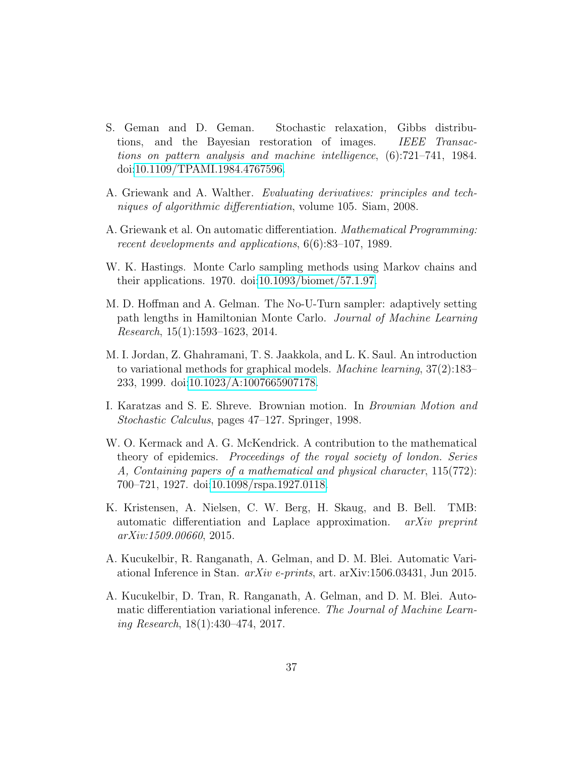S. Geman and D. Geman. Stochastic relaxation, Gibbs distributions, and the Bayesian restoration of images. *IEEE Transactions on pattern analysis and machine intelligence*, (6):721–741, 1984. doi:10.1109/TPAMI.1984.4767596.

A. Griewank and A. Walther. *Evaluating derivatives: principles and techniques of algorithmic differentiation*, volume 105. Siam, 2008.

A. Griewank et al. On automatic differentiation. *Mathematical Programming: recent developments and applications*, 6(6):83–107, 1989.

W. K. Hastings. Monte Carlo sampling methods using Markov chains and their applications. 1970. doi:10.1093/biomet/57.1.97.

M. D. Hoffman and A. Gelman. The No-U-Turn sampler: adaptively setting path lengths in Hamiltonian Monte Carlo. *Journal of Machine Learning Research*, 15(1):1593–1623, 2014.

M. I. Jordan, Z. Ghahramani, T. S. Jaakkola, and L. K. Saul. An introduction to variational methods for graphical models. *Machine learning*, 37(2):183–233, 1999. doi:10.1023/A:1007665907178.

I. Karatzas and S. E. Shreve. Brownian motion. In *Brownian Motion and Stochastic Calculus*, pages 47–127. Springer, 1998.

W. O. Kermack and A. G. McKendrick. A contribution to the mathematical theory of epidemics. *Proceedings of the royal society of london. Series A, Containing papers of a mathematical and physical character*, 115(772): 700–721, 1927. doi:10.1098/rspa.1927.0118.

K. Kristensen, A. Nielsen, C. W. Berg, H. Skaug, and B. Bell. TMB: automatic differentiation and Laplace approximation. *arXiv preprint arXiv:1509.00660*, 2015.

A. Kucukelbir, R. Ranganath, A. Gelman, and D. M. Blei. Automatic Variational Inference in Stan. *arXiv e-prints*, art. arXiv:1506.03431, Jun 2015.

A. Kucukelbir, D. Tran, R. Ranganath, A. Gelman, and D. M. Blei. Automatic differentiation variational inference. *The Journal of Machine Learning Research*, 18(1):430–474, 2017.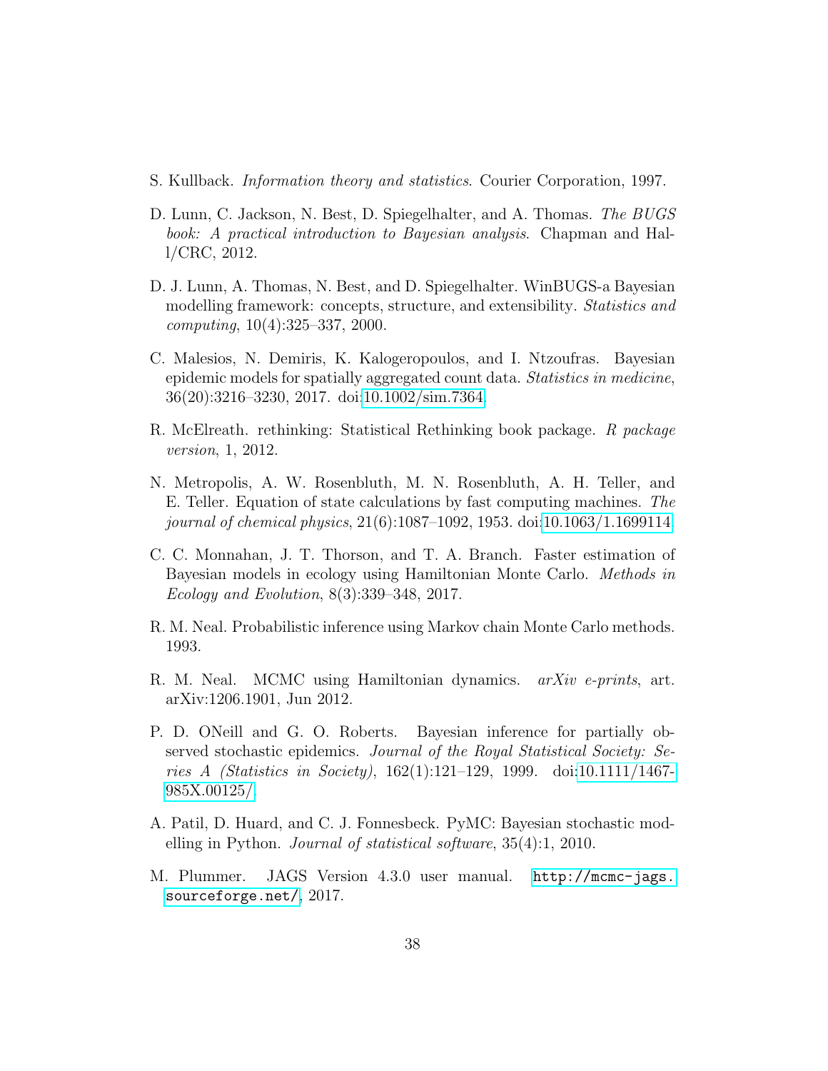S. Kullback. *Information theory and statistics*. Courier Corporation, 1997.

D. Lunn, C. Jackson, N. Best, D. Spiegelhalter, and A. Thomas. *The BUGS book: A practical introduction to Bayesian analysis*. Chapman and Hall/CRC, 2012.

D. J. Lunn, A. Thomas, N. Best, and D. Spiegelhalter. WinBUGS-a Bayesian modelling framework: concepts, structure, and extensibility. *Statistics and computing*, 10(4):325–337, 2000.

C. Malesios, N. Demiris, K. Kalogeropoulos, and I. Ntzoufras. Bayesian epidemic models for spatially aggregated count data. *Statistics in medicine*, 36(20):3216–3230, 2017. doi:10.1002/sim.7364.

R. McElreath. rethinking: Statistical Rethinking book package. *R package version*, 1, 2012.

N. Metropolis, A. W. Rosenbluth, M. N. Rosenbluth, A. H. Teller, and E. Teller. Equation of state calculations by fast computing machines. *The journal of chemical physics*, 21(6):1087–1092, 1953. doi:10.1063/1.1699114.

C. C. Monnahan, J. T. Thorson, and T. A. Branch. Faster estimation of Bayesian models in ecology using Hamiltonian Monte Carlo. *Methods in Ecology and Evolution*, 8(3):339–348, 2017.

R. M. Neal. Probabilistic inference using Markov chain Monte Carlo methods. 1993.

R. M. Neal. MCMC using Hamiltonian dynamics. *arXiv e-prints*, art. arXiv:1206.1901, Jun 2012.

P. D. ONeill and G. O. Roberts. Bayesian inference for partially observed stochastic epidemics. *Journal of the Royal Statistical Society: Series A (Statistics in Society)*, 162(1):121–129, 1999. doi:10.1111/1467-985X.00125/.

A. Patil, D. Huard, and C. J. Fonnesbeck. PyMC: Bayesian stochastic modelling in Python. *Journal of statistical software*, 35(4):1, 2010.

M. Plummer. JAGS Version 4.3.0 user manual. `http://mcmc-jags.sourceforge.net/`, 2017.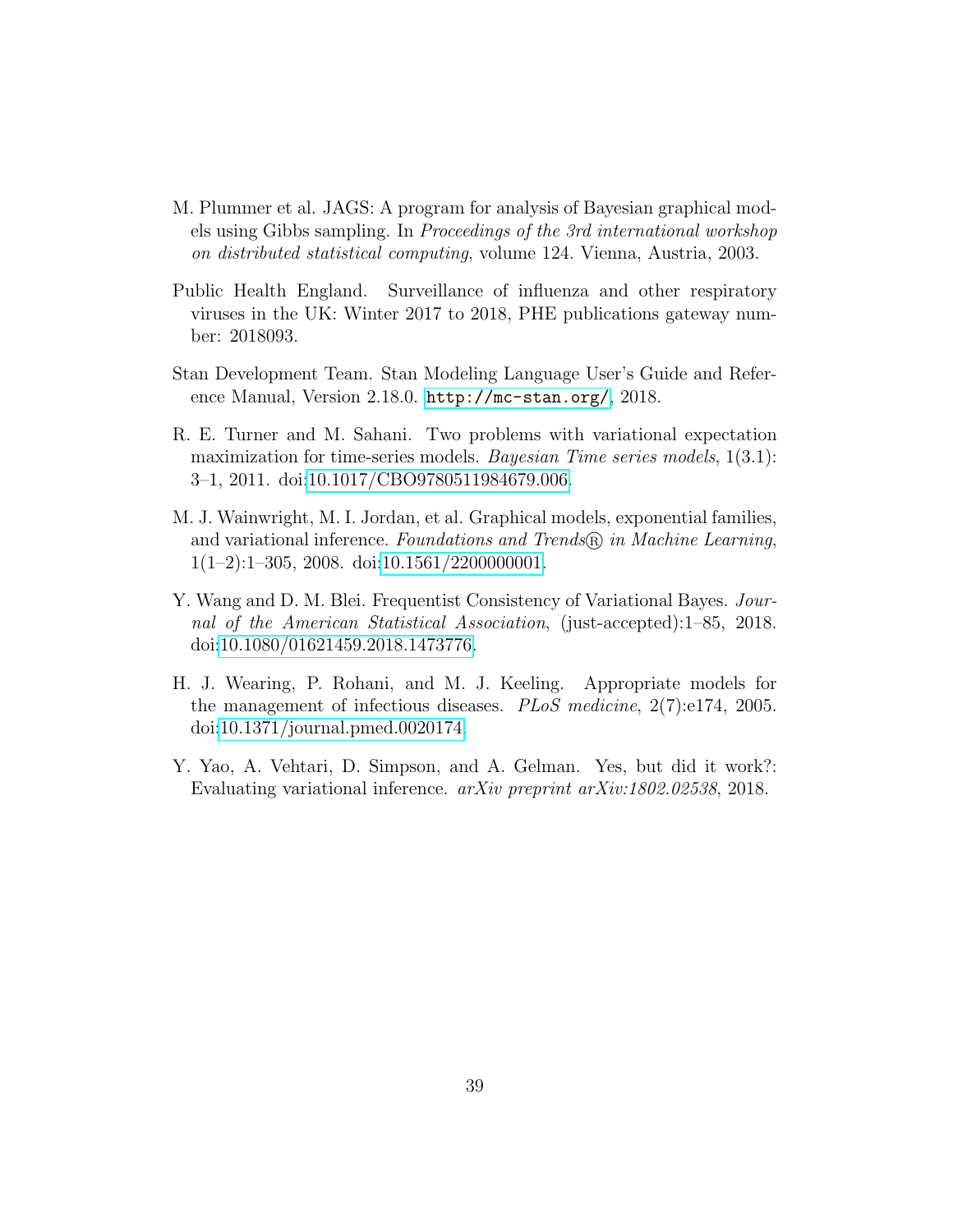M. Plummer et al. JAGS: A program for analysis of Bayesian graphical models using Gibbs sampling. In *Proceedings of the 3rd international workshop on distributed statistical computing*, volume 124. Vienna, Austria, 2003.

Public Health England. Surveillance of influenza and other respiratory viruses in the UK: Winter 2017 to 2018, PHE publications gateway number: 2018093.

Stan Development Team. Stan Modeling Language User's Guide and Reference Manual, Version 2.18.0. `http://mc-stan.org/`, 2018.

R. E. Turner and M. Sahani. Two problems with variational expectation maximization for time-series models. *Bayesian Time series models*, 1(3.1): 3–1, 2011. doi:10.1017/CBO9780511984679.006.

M. J. Wainwright, M. I. Jordan, et al. Graphical models, exponential families, and variational inference. *Foundations and Trends® in Machine Learning*, 1(1–2):1–305, 2008. doi:10.1561/2200000001.

Y. Wang and D. M. Blei. Frequentist Consistency of Variational Bayes. *Journal of the American Statistical Association*, (just-accepted):1–85, 2018. doi:10.1080/01621459.2018.1473776.

H. J. Wearing, P. Rohani, and M. J. Keeling. Appropriate models for the management of infectious diseases. *PLoS medicine*, 2(7):e174, 2005. doi:10.1371/journal.pmed.0020174.

Y. Yao, A. Vehtari, D. Simpson, and A. Gelman. Yes, but did it work?: Evaluating variational inference. *arXiv preprint arXiv:1802.02538*, 2018.